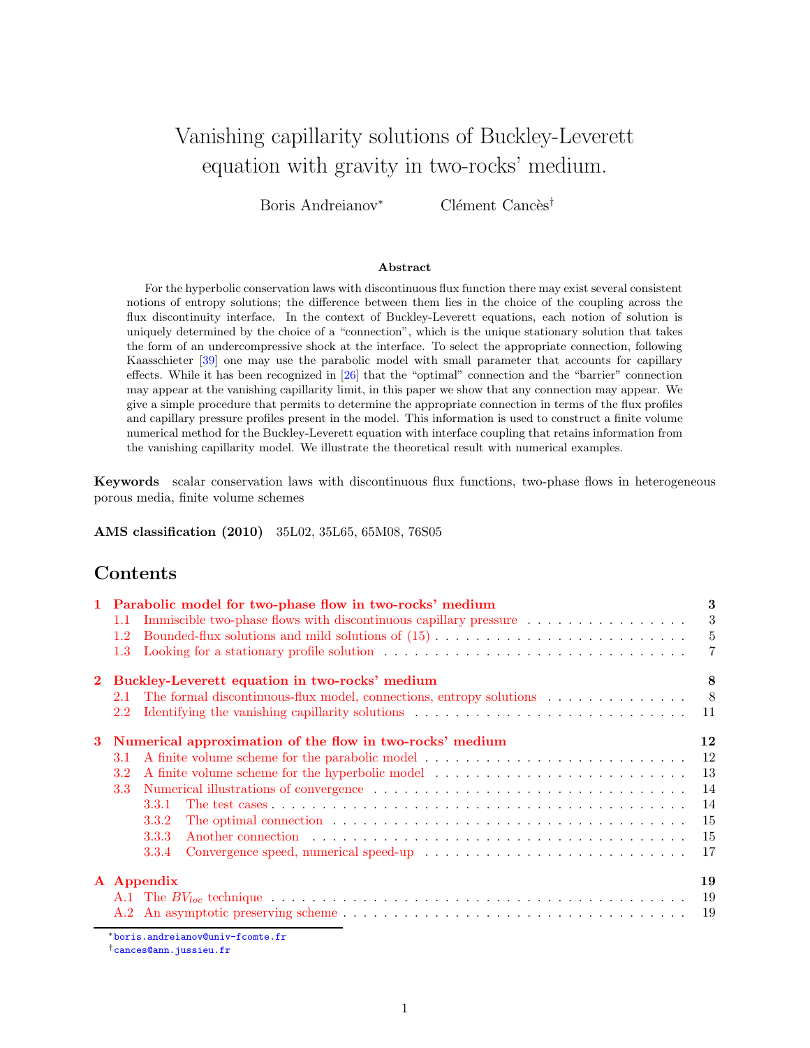# Vanishing capillarity solutions of Buckley-Leverett equation with gravity in two-rocks' medium.

Boris Andreianov[*] Clément Cancès[†]

### Abstract

For the hyperbolic conservation laws with discontinuous flux function there may exist several consistent notions of entropy solutions; the difference between them lies in the choice of the coupling across the flux discontinuity interface. In the context of Buckley-Leverett equations, each notion of solution is uniquely determined by the choice of a "connection", which is the unique stationary solution that takes the form of an undercompressive shock at the interface. To select the appropriate connection, following Kaasschieter [39] one may use the parabolic model with small parameter that accounts for capillary effects. While it has been recognized in [26] that the "optimal" connection and the "barrier" connection may appear at the vanishing capillarity limit, in this paper we show that any connection may appear. We give a simple procedure that permits to determine the appropriate connection in terms of the flux profiles and capillary pressure profiles present in the model. This information is used to construct a finite volume numerical method for the Buckley-Leverett equation with interface coupling that retains information from the vanishing capillary model. We illustrate the theoretical result with numerical examples.

**Keywords** scalar conservation laws with discontinuous flux functions, two-phase flows in heterogeneous porous media, finite volume schemes

**AMS classification (2010)** 35L02, 35L65, 65M08, 76S05

## Contents

- **1 Parabolic model for two-phase flow in two-rocks' medium** — 3
  - 1.1 Immiscible two-phase flows with discontinuous capillary pressure — 3
  - 1.2 Bounded-flux solutions and mild solutions of (15) — 5
  - 1.3 Looking for a stationary profile solution — 7
- **2 Buckley-Leverett equation in two-rocks' medium** — 8
  - 2.1 The formal discontinuous-flux model, connections, entropy solutions — 8
  - 2.2 Identifying the vanishing capillarity solutions — 11
- **3 Numerical approximation of the flow in two-rocks' medium** — 12
  - 3.1 A finite volume scheme for the parabolic model — 12
  - 3.2 A finite volume scheme for the hyperbolic model — 13
  - 3.3 Numerical illustrations of convergence — 14
    - 3.3.1 The test cases — 14
    - 3.3.2 The optimal connection — 15
    - 3.3.3 Another connection — 15
    - 3.3.4 Convergence speed, numerical speed-up — 17
- **A Appendix** — 19
  - A.1 The $BV_{loc}$ technique — 19
  - A.2 An asymptotic preserving scheme — 19

[*] boris.andreianov@univ-fcomte.fr

[†] cances@ann.jussieu.fr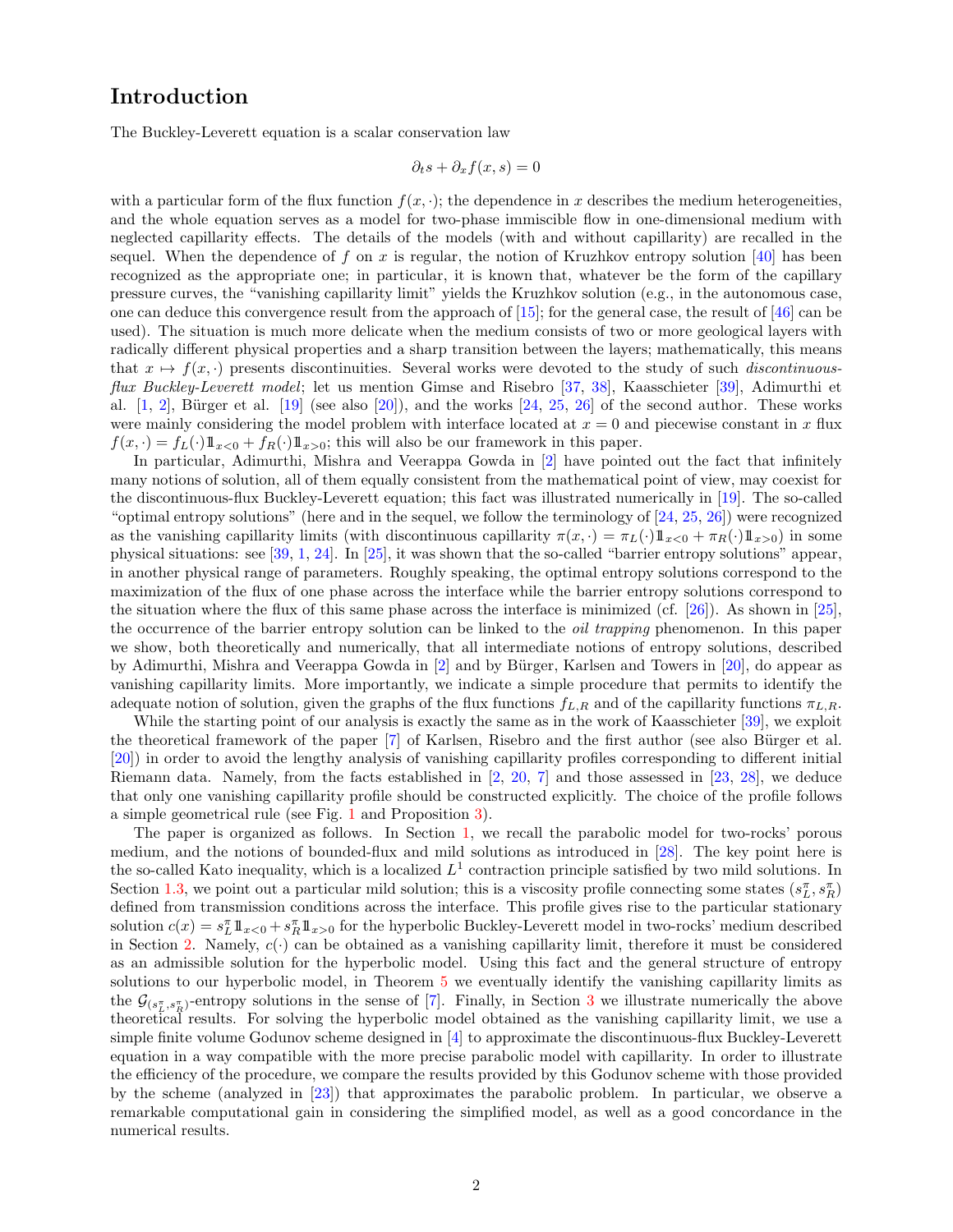# Introduction

The Buckley-Leverett equation is a scalar conservation law

$$\partial_t s + \partial_x f(x, s) = 0$$

with a particular form of the flux function $f(x, \cdot)$; the dependence in $x$ describes the medium heterogeneities, and the whole equation serves as a model for two-phase immiscible flow in one-dimensional medium with neglected capillarity effects. The details of the models (with and without capillarity) are recalled in the sequel. When the dependence of $f$ on $x$ is regular, the notion of Kruzhkov entropy solution [40] has been recognized as the appropriate one; in particular, it is known that, whatever be the form of the capillary pressure curves, the "vanishing capillarity limit" yields the Kruzhkov solution (e.g., in the autonomous case, one can deduce this convergence result from the approach of [15]; for the general case, the result of [46] can be used). The situation is much more delicate when the medium consists of two or more geological layers with radically different physical properties and a sharp transition between the layers; mathematically, this means that $x \mapsto f(x, \cdot)$ presents discontinuities. Several works were devoted to the study of such *discontinuous-flux Buckley-Leverett model*; let us mention Gimse and Risebro [37, 38], Kaasschieter [39], Adimurthi et al. [1, 2], Bürger et al. [19] (see also [20]), and the works [24, 25, 26] of the second author. These works were mainly considering the model problem with interface located at $x = 0$ and piecewise constant in $x$ flux $f(x, \cdot) = f_L(\cdot)1\!\!1_{x<0} + f_R(\cdot)1\!\!1_{x>0}$; this will also be our framework in this paper.

In particular, Adimurthi, Mishra and Veerappa Gowda in [2] have pointed out the fact that infinitely many notions of solution, all of them equally consistent from the mathematical point of view, may coexist for the discontinuous-flux Buckley-Leverett equation; this fact was illustrated numerically in [19]. The so-called "optimal entropy solutions" (here and in the sequel, we follow the terminology of [24, 25, 26]) were recognized as the vanishing capillarity limits (with discontinuous capillarity $\pi(x, \cdot) = \pi_L(\cdot)1\!\!1_{x<0} + \pi_R(\cdot)1\!\!1_{x>0}$) in some physical situations: see [39, 1, 24]. In [25], it was shown that the so-called "barrier entropy solutions" appear, in another physical range of parameters. Roughly speaking, the optimal entropy solutions correspond to the maximization of the flux of one phase across the interface while the barrier entropy solutions correspond to the situation where the flux of this same phase across the interface is minimized (cf. [26]). As shown in [25], the occurrence of the barrier entropy solution can be linked to the *oil trapping* phenomenon. In this paper we show, both theoretically and numerically, that all intermediate notions of entropy solutions, described by Adimurthi, Mishra and Veerappa Gowda in [2] and by Bürger, Karlsen and Towers in [20], do appear as vanishing capillarity limits. More importantly, we indicate a simple procedure that permits to identify the adequate notion of solution, given the graphs of the flux functions $f_{L,R}$ and of the capillarity functions $\pi_{L,R}$.

While the starting point of our analysis is exactly the same as in the work of Kaasschieter [39], we exploit the theoretical framework of the paper [7] of Karlsen, Risebro and the first author (see also Bürger et al. [20]) in order to avoid the lengthy analysis of vanishing capillarity profiles corresponding to different initial Riemann data. Namely, from the facts established in [2, 20, 7] and those assessed in [23, 28], we deduce that only one vanishing capillarity profile should be constructed explicitly. The choice of the profile follows a simple geometrical rule (see Fig. 1 and Proposition 3).

The paper is organized as follows. In Section 1, we recall the parabolic model for two-rocks' porous medium, and the notions of bounded-flux and mild solutions as introduced in [28]. The key point here is the so-called Kato inequality, which is a localized $L^1$ contraction principle satisfied by two mild solutions. In Section 1.3, we point out a particular mild solution; this is a viscosity profile connecting some states $(s^\pi_L, s^\pi_R)$ defined from transmission conditions across the interface. This profile gives rise to the particular stationary solution $c(x) = s^\pi_L 1\!\!1_{x<0} + s^\pi_R 1\!\!1_{x>0}$ for the hyperbolic Buckley-Leverett model in two-rocks' medium described in Section 2. Namely, $c(\cdot)$ can be obtained as a vanishing capillarity limit, therefore it must be considered as an admissible solution for the hyperbolic model. Using this fact and the general structure of entropy solutions to our hyperbolic model, in Theorem 5 we eventually identify the vanishing capillarity limits as the $\mathcal{G}_{(s^\pi_L, s^\pi_R)}$-entropy solutions in the sense of [7]. Finally, in Section 3 we illustrate numerically the above theoretical results. For solving the hyperbolic model obtained as the vanishing capillarity limit, we use a simple finite volume Godunov scheme designed in [4] to approximate the discontinuous-flux Buckley-Leverett equation in a way compatible with the more precise parabolic model with capillarity. In order to illustrate the efficiency of the procedure, we compare the results provided by this Godunov scheme with those provided by the scheme (analyzed in [23]) that approximates the parabolic problem. In particular, we observe a remarkable computational gain in considering the simplified model, as well as a good concordance in the numerical results.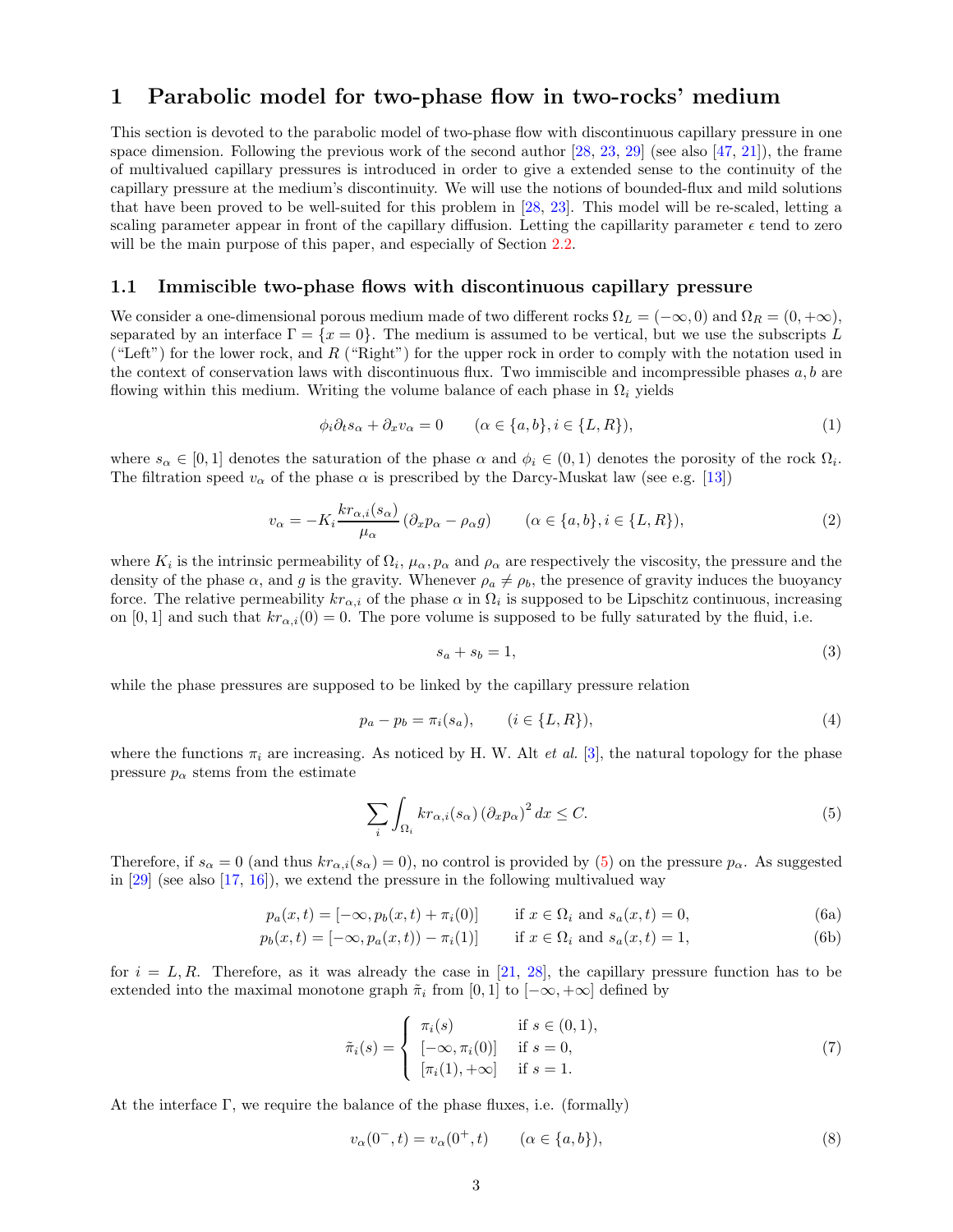# 1 Parabolic model for two-phase flow in two-rocks' medium

This section is devoted to the parabolic model of two-phase flow with discontinuous capillary pressure in one space dimension. Following the previous work of the second author [28, 23, 29] (see also [47, 21]), the frame of multivalued capillary pressures is introduced in order to give a extended sense to the continuity of the capillary pressure at the medium's discontinuity. We will use the notions of bounded-flux and mild solutions that have been proved to be well-suited for this problem in [28, 23]. This model will be re-scaled, letting a scaling parameter appear in front of the capillary diffusion. Letting the capillarity parameter $\epsilon$ tend to zero will be the main purpose of this paper, and especially of Section 2.2.

## 1.1 Immiscible two-phase flows with discontinuous capillary pressure

We consider a one-dimensional porous medium made of two different rocks $\Omega_L = (-\infty, 0)$ and $\Omega_R = (0, +\infty)$, separated by an interface $\Gamma = \{x = 0\}$. The medium is assumed to be vertical, but we use the subscripts $L$ ("Left") for the lower rock, and $R$ ("Right") for the upper rock in order to comply with the notation used in the context of conservation laws with discontinuous flux. Two immiscible and incompressible phases $a, b$ are flowing within this medium. Writing the volume balance of each phase in $\Omega_i$ yields

$$\phi_i \partial_t s_\alpha + \partial_x v_\alpha = 0 \qquad (\alpha \in \{a, b\}, i \in \{L, R\}), \tag{1}$$

where $s_\alpha \in [0, 1]$ denotes the saturation of the phase $\alpha$ and $\phi_i \in (0, 1)$ denotes the porosity of the rock $\Omega_i$. The filtration speed $v_\alpha$ of the phase $\alpha$ is prescribed by the Darcy-Muskat law (see e.g. [13])

$$v_\alpha = -K_i \frac{kr_{\alpha,i}(s_\alpha)}{\mu_\alpha} \left(\partial_x p_\alpha - \rho_\alpha g\right) \qquad (\alpha \in \{a, b\}, i \in \{L, R\}), \tag{2}$$

where $K_i$ is the intrinsic permeability of $\Omega_i$, $\mu_\alpha, p_\alpha$ and $\rho_\alpha$ are respectively the viscosity, the pressure and the density of the phase $\alpha$, and $g$ is the gravity. Whenever $\rho_a \neq \rho_b$, the presence of gravity induces the buoyancy force. The relative permeability $kr_{\alpha,i}$ of the phase $\alpha$ in $\Omega_i$ is supposed to be Lipschitz continuous, increasing on $[0, 1]$ and such that $kr_{\alpha,i}(0) = 0$. The pore volume is supposed to be fully saturated by the fluid, i.e.

$$s_a + s_b = 1, \tag{3}$$

while the phase pressures are supposed to be linked by the capillary pressure relation

$$p_a - p_b = \pi_i(s_a), \qquad (i \in \{L, R\}), \tag{4}$$

where the functions $\pi_i$ are increasing. As noticed by H. W. Alt *et al.* [3], the natural topology for the phase pressure $p_\alpha$ stems from the estimate

$$\sum_i \int_{\Omega_i} kr_{\alpha,i}(s_\alpha) \left(\partial_x p_\alpha\right)^2 dx \le C. \tag{5}$$

Therefore, if $s_\alpha = 0$ (and thus $kr_{\alpha,i}(s_\alpha) = 0$), no control is provided by (5) on the pressure $p_\alpha$. As suggested in [29] (see also [17, 16]), we extend the pressure in the following multivalued way

$$p_a(x,t) = [-\infty, p_b(x,t) + \pi_i(0)] \qquad \text{if } x \in \Omega_i \text{ and } s_a(x,t) = 0, \tag{6a}$$

$$p_b(x,t) = [-\infty, p_a(x,t)) - \pi_i(1)] \qquad \text{if } x \in \Omega_i \text{ and } s_a(x,t) = 1, \tag{6b}$$

for $i = L, R$. Therefore, as it was already the case in [21, 28], the capillary pressure function has to be extended into the maximal monotone graph $\tilde\pi_i$ from $[0, 1]$ to $[-\infty, +\infty]$ defined by

$$\tilde\pi_i(s) = \begin{cases} \pi_i(s) & \text{if } s \in (0, 1), \\ [-\infty, \pi_i(0)] & \text{if } s = 0, \\ [\pi_i(1), +\infty] & \text{if } s = 1. \end{cases} \tag{7}$$

At the interface $\Gamma$, we require the balance of the phase fluxes, i.e. (formally)

$$v_\alpha(0^-, t) = v_\alpha(0^+, t) \qquad (\alpha \in \{a, b\}), \tag{8}$$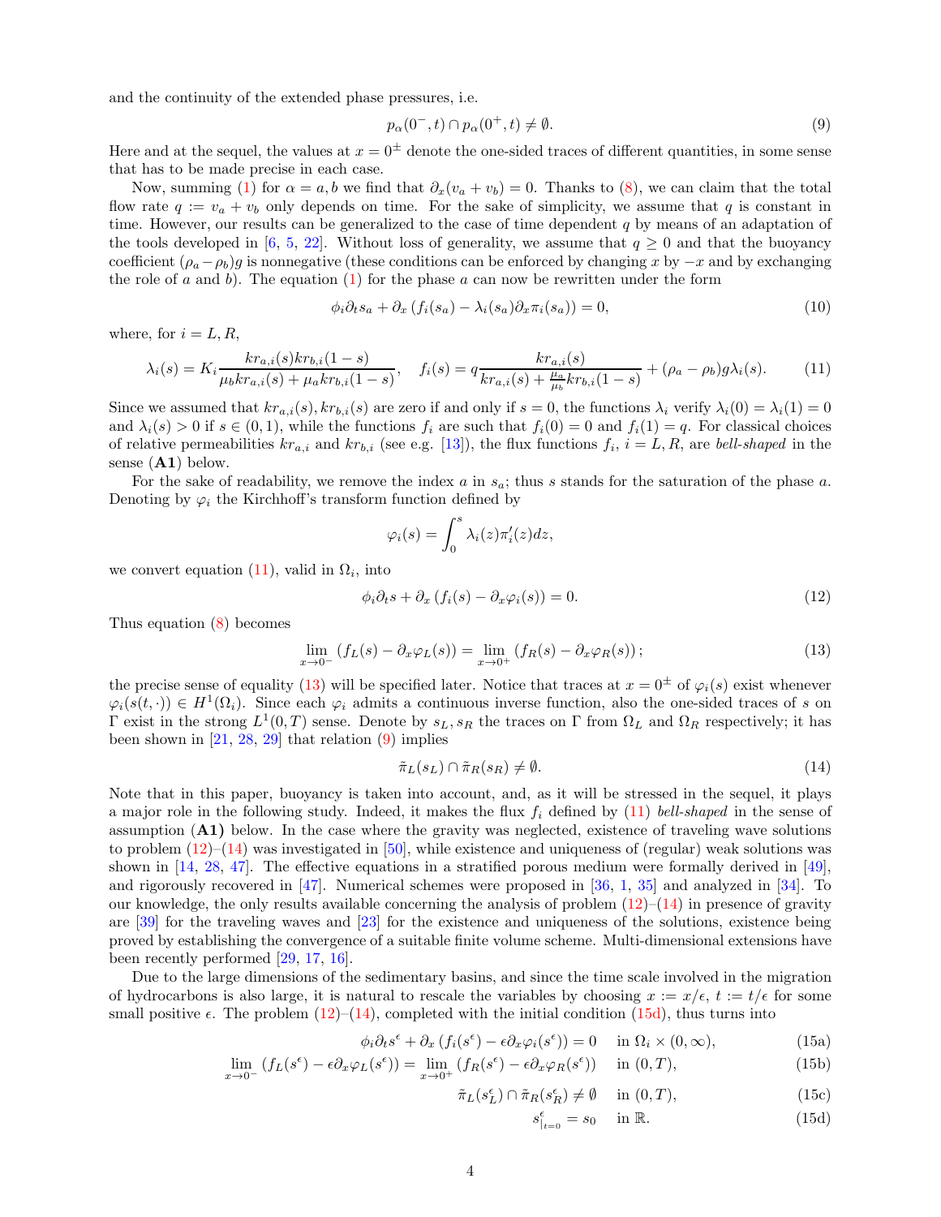and the continuity of the extended phase pressures, i.e.

$$p_\alpha(0^-,t) \cap p_\alpha(0^+,t) \neq \emptyset. \tag{9}$$

Here and at the sequel, the values at $x = 0^\pm$ denote the one-sided traces of different quantities, in some sense that has to be made precise in each case.

Now, summing (1) for $\alpha = a, b$ we find that $\partial_x(v_a + v_b) = 0$. Thanks to (8), we can claim that the total flow rate $q := v_a + v_b$ only depends on time. For the sake of simplicity, we assume that $q$ is constant in time. However, our results can be generalized to the case of time dependent $q$ by means of an adaptation of the tools developed in [6, 5, 22]. Without loss of generality, we assume that $q \geq 0$ and that the buoyancy coefficient $(\rho_a - \rho_b)g$ is nonnegative (these conditions can be enforced by changing $x$ by $-x$ and by exchanging the role of $a$ and $b$). The equation (1) for the phase $a$ can now be rewritten under the form

$$\phi_i \partial_t s_a + \partial_x \left( f_i(s_a) - \lambda_i(s_a) \partial_x \pi_i(s_a) \right) = 0, \tag{10}$$

where, for $i = L, R$,

$$\lambda_i(s) = K_i \frac{kr_{a,i}(s) kr_{b,i}(1-s)}{\mu_b kr_{a,i}(s) + \mu_a kr_{b,i}(1-s)}, \quad f_i(s) = q \frac{kr_{a,i}(s)}{kr_{a,i}(s) + \frac{\mu_a}{\mu_b} kr_{b,i}(1-s)} + (\rho_a - \rho_b) g \lambda_i(s). \tag{11}$$

Since we assumed that $kr_{a,i}(s), kr_{b,i}(s)$ are zero if and only if $s = 0$, the functions $\lambda_i$ verify $\lambda_i(0) = \lambda_i(1) = 0$ and $\lambda_i(s) > 0$ if $s \in (0,1)$, while the functions $f_i$ are such that $f_i(0) = 0$ and $f_i(1) = q$. For classical choices of relative permeabilities $kr_{a,i}$ and $kr_{b,i}$ (see e.g. [13]), the flux functions $f_i$, $i = L, R$, are *bell-shaped* in the sense (**A1**) below.

For the sake of readability, we remove the index $a$ in $s_a$; thus $s$ stands for the saturation of the phase $a$. Denoting by $\varphi_i$ the Kirchhoff's transform function defined by

$$\varphi_i(s) = \int_0^s \lambda_i(z) \pi_i'(z) dz,$$

we convert equation (11), valid in $\Omega_i$, into

$$\phi_i \partial_t s + \partial_x \left( f_i(s) - \partial_x \varphi_i(s) \right) = 0. \tag{12}$$

Thus equation (8) becomes

$$\lim_{x \to 0^-} \left( f_L(s) - \partial_x \varphi_L(s) \right) = \lim_{x \to 0^+} \left( f_R(s) - \partial_x \varphi_R(s) \right); \tag{13}$$

the precise sense of equality (13) will be specified later. Notice that traces at $x = 0^\pm$ of $\varphi_i(s)$ exist whenever $\varphi_i(s(t,\cdot)) \in H^1(\Omega_i)$. Since each $\varphi_i$ admits a continuous inverse function, also the one-sided traces of $s$ on $\Gamma$ exist in the strong $L^1(0,T)$ sense. Denote by $s_L, s_R$ the traces on $\Gamma$ from $\Omega_L$ and $\Omega_R$ respectively; it has been shown in [21, 28, 29] that relation (9) implies

$$\tilde{\pi}_L(s_L) \cap \tilde{\pi}_R(s_R) \neq \emptyset. \tag{14}$$

Note that in this paper, buoyancy is taken into account, and, as it will be stressed in the sequel, it plays a major role in the following study. Indeed, it makes the flux $f_i$ defined by (11) *bell-shaped* in the sense of assumption (**A1**) below. In the case where the gravity was neglected, existence of traveling wave solutions to problem (12)–(14) was investigated in [50], while existence and uniqueness of (regular) weak solutions was shown in [14, 28, 47]. The effective equations in a stratified porous medium were formally derived in [49], and rigorously recovered in [47]. Numerical schemes were proposed in [36, 1, 35] and analyzed in [34]. To our knowledge, the only results available concerning the analysis of problem (12)–(14) in presence of gravity are [39] for the traveling waves and [23] for the existence and uniqueness of the solutions, existence being proved by establishing the convergence of a suitable finite volume scheme. Multi-dimensional extensions have been recently performed [29, 17, 16].

Due to the large dimensions of the sedimentary basins, and since the time scale involved in the migration of hydrocarbons is also large, it is natural to rescale the variables by choosing $x := x/\epsilon$, $t := t/\epsilon$ for some small positive $\epsilon$. The problem (12)–(14), completed with the initial condition (15d), thus turns into

$$\phi_i \partial_t s^\epsilon + \partial_x \left( f_i(s^\epsilon) - \epsilon \partial_x \varphi_i(s^\epsilon) \right) = 0 \quad \text{in } \Omega_i \times (0, \infty), \tag{15a}$$

$$\lim_{x \to 0^-} \left( f_L(s^\epsilon) - \epsilon \partial_x \varphi_L(s^\epsilon) \right) = \lim_{x \to 0^+} \left( f_R(s^\epsilon) - \epsilon \partial_x \varphi_R(s^\epsilon) \right) \quad \text{in } (0,T), \tag{15b}$$

$$\tilde{\pi}_L(s^\epsilon_L) \cap \tilde{\pi}_R(s^\epsilon_R) \neq \emptyset \quad \text{in } (0,T), \tag{15c}$$

$$s^\epsilon_{|t=0} = s_0 \quad \text{in } \mathbb{R}. \tag{15d}$$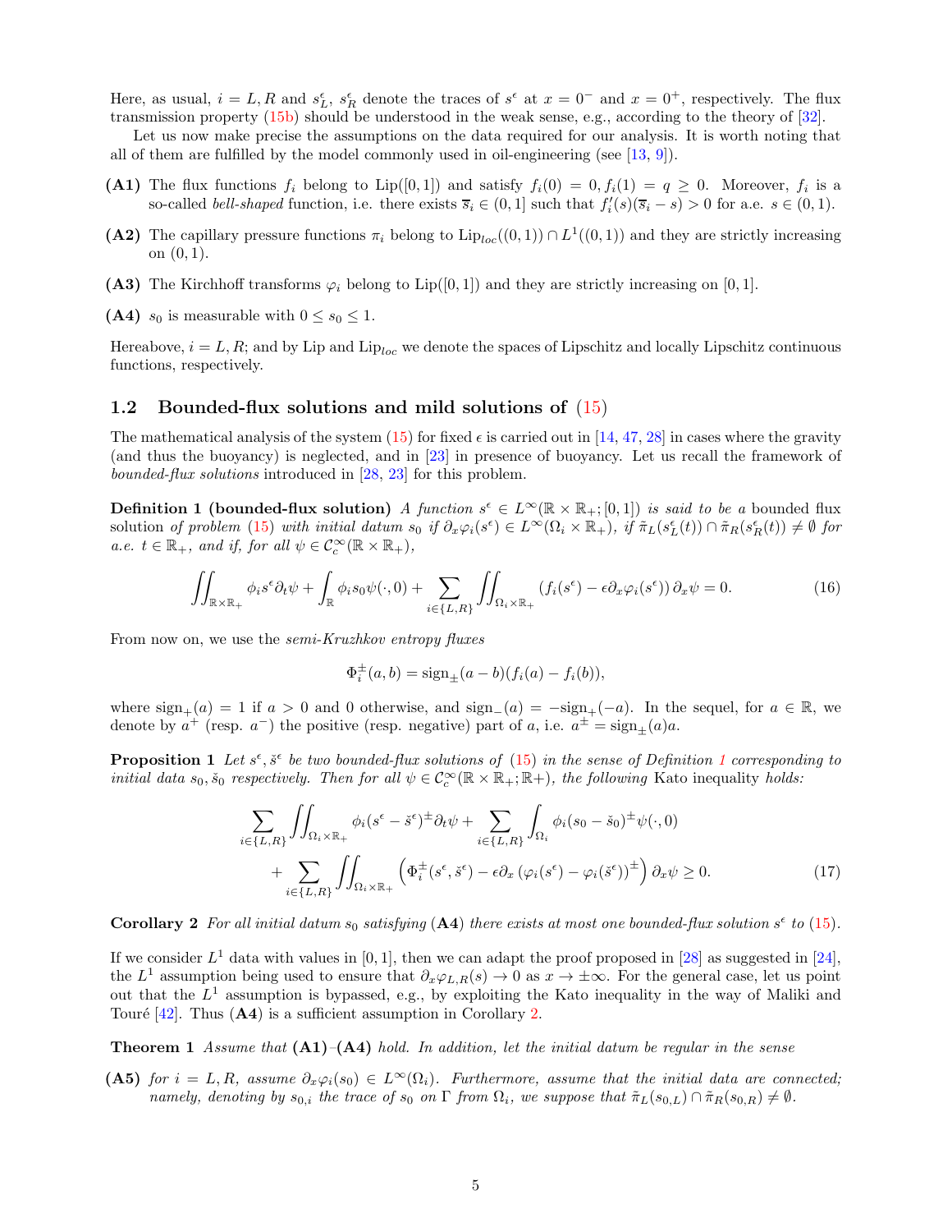Here, as usual, $i = L, R$ and $s_L^\epsilon$, $s_R^\epsilon$ denote the traces of $s^\epsilon$ at $x = 0^-$ and $x = 0^+$, respectively. The flux transmission property (15b) should be understood in the weak sense, e.g., according to the theory of [32].

Let us now make precise the assumptions on the data required for our analysis. It is worth noting that all of them are fulfilled by the model commonly used in oil-engineering (see [13, 9]).

**(A1)** The flux functions $f_i$ belong to $\mathrm{Lip}([0,1])$ and satisfy $f_i(0) = 0, f_i(1) = q \geq 0$. Moreover, $f_i$ is a so-called *bell-shaped* function, i.e. there exists $\overline{s}_i \in (0,1]$ such that $f_i'(s)(\overline{s}_i - s) > 0$ for a.e. $s \in (0,1)$.

**(A2)** The capillary pressure functions $\pi_i$ belong to $\mathrm{Lip}_{loc}((0,1)) \cap L^1((0,1))$ and they are strictly increasing on $(0,1)$.

**(A3)** The Kirchhoff transforms $\varphi_i$ belong to $\mathrm{Lip}([0,1])$ and they are strictly increasing on $[0,1]$.

**(A4)** $s_0$ is measurable with $0 \leq s_0 \leq 1$.

Hereabove, $i = L, R$; and by Lip and $\mathrm{Lip}_{loc}$ we denote the spaces of Lipschitz and locally Lipschitz continuous functions, respectively.

## 1.2 Bounded-flux solutions and mild solutions of (15)

The mathematical analysis of the system (15) for fixed $\epsilon$ is carried out in [14, 47, 28] in cases where the gravity (and thus the buoyancy) is neglected, and in [23] in presence of buoyancy. Let us recall the framework of *bounded-flux solutions* introduced in [28, 23] for this problem.

**Definition 1 (bounded-flux solution)** *A function $s^\epsilon \in L^\infty(\mathbb{R} \times \mathbb{R}_+; [0,1])$ is said to be a* bounded flux solution *of problem (15) with initial datum $s_0$ if $\partial_x \varphi_i(s^\epsilon) \in L^\infty(\Omega_i \times \mathbb{R}_+)$, if $\tilde{\pi}_L(s_L^\epsilon(t)) \cap \tilde{\pi}_R(s_R^\epsilon(t)) \neq \emptyset$ for a.e. $t \in \mathbb{R}_+$, and if, for all $\psi \in \mathcal{C}_c^\infty(\mathbb{R} \times \mathbb{R}_+)$,*

$$\iint_{\mathbb{R} \times \mathbb{R}_+} \phi_i s^\epsilon \partial_t \psi + \int_{\mathbb{R}} \phi_i s_0 \psi(\cdot, 0) + \sum_{i \in \{L,R\}} \iint_{\Omega_i \times \mathbb{R}_+} \left(f_i(s^\epsilon) - \epsilon \partial_x \varphi_i(s^\epsilon)\right) \partial_x \psi = 0. \tag{16}$$

From now on, we use the *semi-Kruzhkov entropy fluxes*

$$\Phi_i^\pm(a,b) = \mathrm{sign}_\pm(a-b)(f_i(a) - f_i(b)),$$

where $\mathrm{sign}_+(a) = 1$ if $a > 0$ and 0 otherwise, and $\mathrm{sign}_-(a) = -\mathrm{sign}_+(-a)$. In the sequel, for $a \in \mathbb{R}$, we denote by $a^+$ (resp. $a^-$) the positive (resp. negative) part of $a$, i.e. $a^\pm = \mathrm{sign}_\pm(a)a$.

**Proposition 1** *Let $s^\epsilon, \check{s}^\epsilon$ be two bounded-flux solutions of (15) in the sense of Definition 1 corresponding to initial data $s_0, \check{s}_0$ respectively. Then for all $\psi \in \mathcal{C}_c^\infty(\mathbb{R} \times \mathbb{R}_+; \mathbb{R}+)$, the following* Kato inequality *holds:*

$$\begin{aligned}\sum_{i \in \{L,R\}} \iint_{\Omega_i \times \mathbb{R}_+} \phi_i (s^\epsilon - \check{s}^\epsilon)^\pm \partial_t \psi + \sum_{i \in \{L,R\}} \int_{\Omega_i} \phi_i (s_0 - \check{s}_0)^\pm \psi(\cdot, 0) \\ + \sum_{i \in \{L,R\}} \iint_{\Omega_i \times \mathbb{R}_+} \left(\Phi_i^\pm(s^\epsilon, \check{s}^\epsilon) - \epsilon \partial_x \left(\varphi_i(s^\epsilon) - \varphi_i(\check{s}^\epsilon)\right)^\pm\right) \partial_x \psi \geq 0.\end{aligned} \tag{17}$$

**Corollary 2** *For all initial datum $s_0$ satisfying* **(A4)** *there exists at most one bounded-flux solution $s^\epsilon$ to (15).*

If we consider $L^1$ data with values in $[0,1]$, then we can adapt the proof proposed in [28] as suggested in [24], the $L^1$ assumption being used to ensure that $\partial_x \varphi_{L,R}(s) \to 0$ as $x \to \pm\infty$. For the general case, let us point out that the $L^1$ assumption is bypassed, e.g., by exploiting the Kato inequality in the way of Maliki and Touré [42]. Thus **(A4)** is a sufficient assumption in Corollary 2.

**Theorem 1** *Assume that* **(A1)**–**(A4)** *hold. In addition, let the initial datum be regular in the sense*

**(A5)** *for $i = L, R$, assume $\partial_x \varphi_i(s_0) \in L^\infty(\Omega_i)$. Furthermore, assume that the initial data are connected; namely, denoting by $s_{0,i}$ the trace of $s_0$ on $\Gamma$ from $\Omega_i$, we suppose that $\tilde{\pi}_L(s_{0,L}) \cap \tilde{\pi}_R(s_{0,R}) \neq \emptyset$.*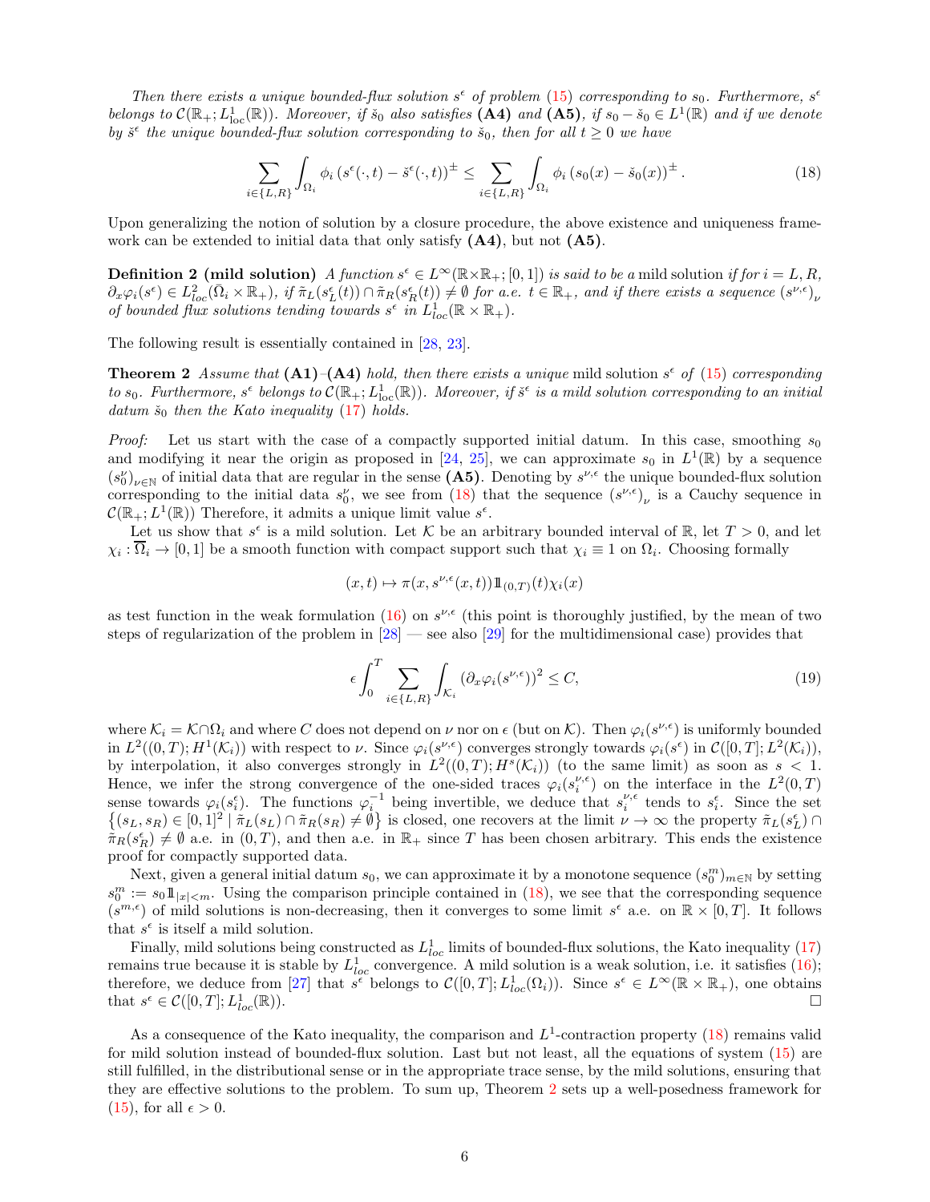*Then there exists a unique bounded-flux solution $s^\epsilon$ of problem (15) corresponding to $s_0$. Furthermore, $s^\epsilon$ belongs to $\mathcal{C}(\mathbb{R}_+; L^1_{\rm loc}(\mathbb{R}))$. Moreover, if $\check{s}_0$ also satisfies* **(A4)** *and* **(A5)**, *if $s_0 - \check{s}_0 \in L^1(\mathbb{R})$ and if we denote by $\check{s}^\epsilon$ the unique bounded-flux solution corresponding to $\check{s}_0$, then for all $t \geq 0$ we have*

$$\sum_{i\in\{L,R\}} \int_{\Omega_i} \phi_i \left(s^\epsilon(\cdot,t) - \check{s}^\epsilon(\cdot,t)\right)^\pm \leq \sum_{i\in\{L,R\}} \int_{\Omega_i} \phi_i \left(s_0(x) - \check{s}_0(x)\right)^\pm. \tag{18}$$

Upon generalizing the notion of solution by a closure procedure, the above existence and uniqueness framework can be extended to initial data that only satisfy **(A4)**, but not **(A5)**.

**Definition 2 (mild solution)** *A function $s^\epsilon \in L^\infty(\mathbb{R}\times\mathbb{R}_+;[0,1])$ is said to be a* mild solution *if for $i = L, R$, $\partial_x \varphi_i(s^\epsilon) \in L^2_{loc}(\bar\Omega_i \times \mathbb{R}_+)$, if $\tilde\pi_L(s^\epsilon_L(t)) \cap \tilde\pi_R(s^\epsilon_R(t)) \neq \emptyset$ for a.e. $t \in \mathbb{R}_+$, and if there exists a sequence $(s^{\nu,\epsilon})_\nu$ of bounded flux solutions tending towards $s^\epsilon$ in $L^1_{loc}(\mathbb{R}\times\mathbb{R}_+)$.*

The following result is essentially contained in [28, 23].

**Theorem 2** *Assume that* **(A1)**–**(A4)** *hold, then there exists a unique* mild solution *$s^\epsilon$ of (15) corresponding to $s_0$. Furthermore, $s^\epsilon$ belongs to $\mathcal{C}(\mathbb{R}_+; L^1_{\rm loc}(\mathbb{R}))$. Moreover, if $\check{s}^\epsilon$ is a mild solution corresponding to an initial datum $\check{s}_0$ then the Kato inequality (17) holds.*

*Proof:* Let us start with the case of a compactly supported initial datum. In this case, smoothing $s_0$ and modifying it near the origin as proposed in [24, 25], we can approximate $s_0$ in $L^1(\mathbb{R})$ by a sequence $(s_0^\nu)_{\nu\in\mathbb{N}}$ of initial data that are regular in the sense **(A5)**. Denoting by $s^{\nu,\epsilon}$ the unique bounded-flux solution corresponding to the initial data $s_0^\nu$, we see from (18) that the sequence $(s^{\nu,\epsilon})_\nu$ is a Cauchy sequence in $\mathcal{C}(\mathbb{R}_+; L^1(\mathbb{R}))$ Therefore, it admits a unique limit value $s^\epsilon$.

Let us show that $s^\epsilon$ is a mild solution. Let $\mathcal{K}$ be an arbitrary bounded interval of $\mathbb{R}$, let $T > 0$, and let $\chi_i : \overline{\Omega}_i \to [0,1]$ be a smooth function with compact support such that $\chi_i \equiv 1$ on $\Omega_i$. Choosing formally

$$(x,t) \mapsto \pi(x, s^{\nu,\epsilon}(x,t))\mathbb{1}_{(0,T)}(t)\chi_i(x)$$

as test function in the weak formulation (16) on $s^{\nu,\epsilon}$ (this point is thoroughly justified, by the mean of two steps of regularization of the problem in [28] — see also [29] for the multidimensional case) provides that

$$\epsilon \int_0^T \sum_{i\in\{L,R\}} \int_{\mathcal{K}_i} \left(\partial_x \varphi_i(s^{\nu,\epsilon})\right)^2 \leq C, \tag{19}$$

where $\mathcal{K}_i = \mathcal{K}\cap\Omega_i$ and where $C$ does not depend on $\nu$ nor on $\epsilon$ (but on $\mathcal{K}$). Then $\varphi_i(s^{\nu,\epsilon})$ is uniformly bounded in $L^2((0,T); H^1(\mathcal{K}_i))$ with respect to $\nu$. Since $\varphi_i(s^{\nu,\epsilon})$ converges strongly towards $\varphi_i(s^\epsilon)$ in $\mathcal{C}([0,T]; L^2(\mathcal{K}_i))$, by interpolation, it also converges strongly in $L^2((0,T); H^s(\mathcal{K}_i))$ (to the same limit) as soon as $s < 1$. Hence, we infer the strong convergence of the one-sided traces $\varphi_i(s_i^{\nu,\epsilon})$ on the interface in the $L^2(0,T)$ sense towards $\varphi_i(s_i^\epsilon)$. The functions $\varphi_i^{-1}$ being invertible, we deduce that $s_i^{\nu,\epsilon}$ tends to $s_i^\epsilon$. Since the set $\left\{(s_L, s_R) \in [0,1]^2 \mid \tilde\pi_L(s_L) \cap \tilde\pi_R(s_R) \neq \emptyset\right\}$ is closed, one recovers at the limit $\nu \to \infty$ the property $\tilde\pi_L(s_L^\epsilon) \cap \tilde\pi_R(s_R^\epsilon) \neq \emptyset$ a.e. in $(0,T)$, and then a.e. in $\mathbb{R}_+$ since $T$ has been chosen arbitrary. This ends the existence proof for compactly supported data.

Next, given a general initial datum $s_0$, we can approximate it by a monotone sequence $(s_0^m)_{m\in\mathbb{N}}$ by setting $s_0^m := s_0\mathbb{1}_{|x|<m}$. Using the comparison principle contained in (18), we see that the corresponding sequence $(s^{m,\epsilon})$ of mild solutions is non-decreasing, then it converges to some limit $s^\epsilon$ a.e. on $\mathbb{R}\times[0,T]$. It follows that $s^\epsilon$ is itself a mild solution.

Finally, mild solutions being constructed as $L^1_{loc}$ limits of bounded-flux solutions, the Kato inequality (17) remains true because it is stable by $L^1_{loc}$ convergence. A mild solution is a weak solution, i.e. it satisfies (16); therefore, we deduce from [27] that $s^\epsilon$ belongs to $\mathcal{C}([0,T]; L^1_{loc}(\Omega_i))$. Since $s^\epsilon \in L^\infty(\mathbb{R}\times\mathbb{R}_+)$, one obtains that $s^\epsilon \in \mathcal{C}([0,T]; L^1_{loc}(\mathbb{R}))$. □

As a consequence of the Kato inequality, the comparison and $L^1$-contraction property (18) remains valid for mild solution instead of bounded-flux solution. Last but not least, all the equations of system (15) are still fulfilled, in the distributional sense or in the appropriate trace sense, by the mild solutions, ensuring that they are effective solutions to the problem. To sum up, Theorem 2 sets up a well-posedness framework for (15), for all $\epsilon > 0$.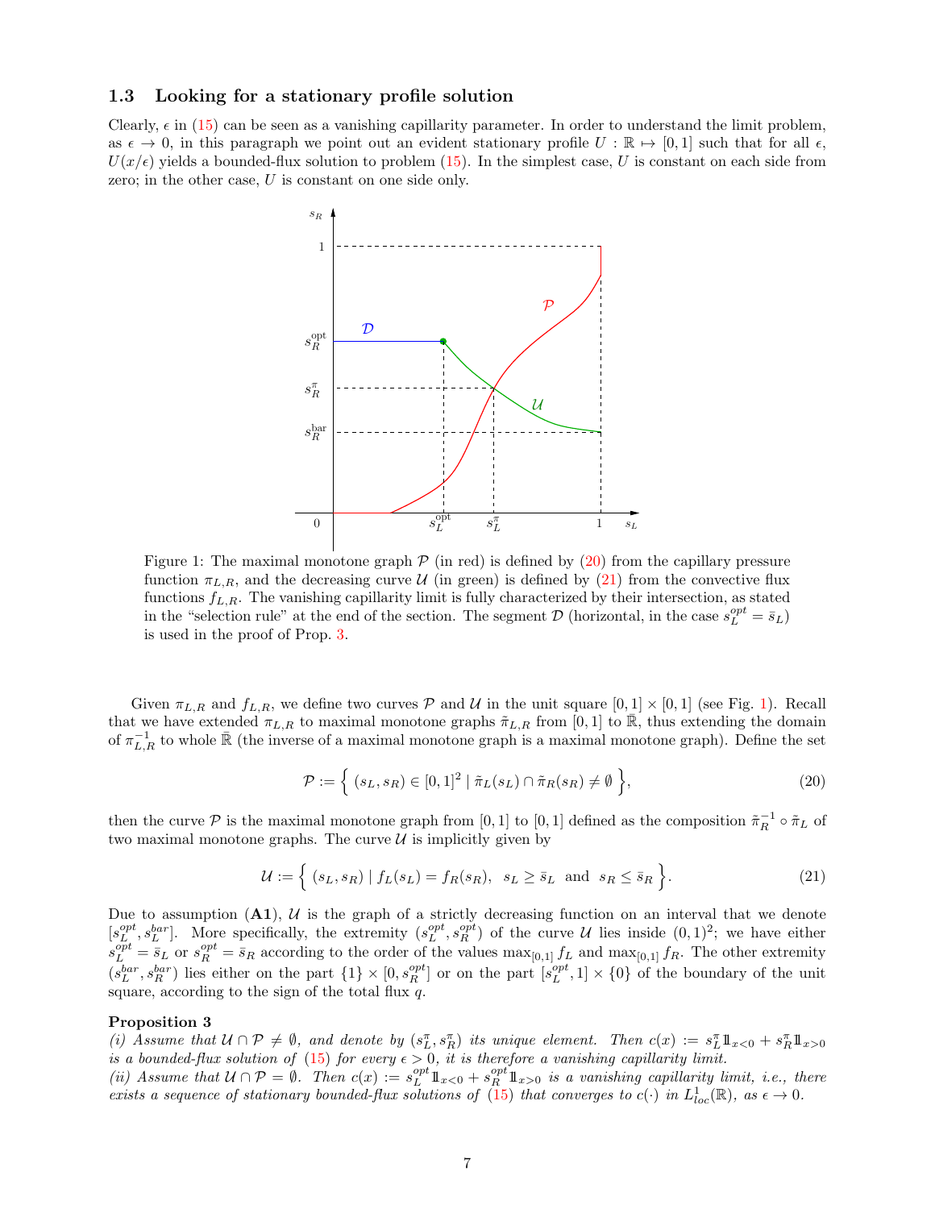### 1.3 Looking for a stationary profile solution

Clearly, $\epsilon$ in (15) can be seen as a vanishing capillarity parameter. In order to understand the limit problem, as $\epsilon \to 0$, in this paragraph we point out an evident stationary profile $U : \mathbb{R} \mapsto [0,1]$ such that for all $\epsilon$, $U(x/\epsilon)$ yields a bounded-flux solution to problem (15). In the simplest case, $U$ is constant on each side from zero; in the other case, $U$ is constant on one side only.

Figure 1: The maximal monotone graph $\mathcal{P}$ (in red) is defined by (20) from the capillary pressure function $\pi_{L,R}$, and the decreasing curve $\mathcal{U}$ (in green) is defined by (21) from the convective flux functions $f_{L,R}$. The vanishing capillarity limit is fully characterized by their intersection, as stated in the "selection rule" at the end of the section. The segment $\mathcal{D}$ (horizontal, in the case $s_L^{opt} = \bar{s}_L$) is used in the proof of Prop. 3.

Given $\pi_{L,R}$ and $f_{L,R}$, we define two curves $\mathcal{P}$ and $\mathcal{U}$ in the unit square $[0,1] \times [0,1]$ (see Fig. 1). Recall that we have extended $\pi_{L,R}$ to maximal monotone graphs $\tilde{\pi}_{L,R}$ from $[0,1]$ to $\bar{\mathbb{R}}$, thus extending the domain of $\pi_{L,R}^{-1}$ to whole $\bar{\mathbb{R}}$ (the inverse of a maximal monotone graph is a maximal monotone graph). Define the set

$$\mathcal{P} := \left\{ (s_L, s_R) \in [0,1]^2 \mid \tilde{\pi}_L(s_L) \cap \tilde{\pi}_R(s_R) \neq \emptyset \right\}, \tag{20}$$

then the curve $\mathcal{P}$ is the maximal monotone graph from $[0,1]$ to $[0,1]$ defined as the composition $\tilde{\pi}_R^{-1} \circ \tilde{\pi}_L$ of two maximal monotone graphs. The curve $\mathcal{U}$ is implicitly given by

$$\mathcal{U} := \left\{ (s_L, s_R) \mid f_L(s_L) = f_R(s_R), \ \ s_L \geq \bar{s}_L \ \text{ and } \ s_R \leq \bar{s}_R \right\}. \tag{21}$$

Due to assumption (**A1**), $\mathcal{U}$ is the graph of a strictly decreasing function on an interval that we denote $[s_L^{opt}, s_L^{bar}]$. More specifically, the extremity $(s_L^{opt}, s_R^{opt})$ of the curve $\mathcal{U}$ lies inside $(0,1)^2$; we have either $s_L^{opt} = \bar{s}_L$ or $s_R^{opt} = \bar{s}_R$ according to the order of the values $\max_{[0,1]} f_L$ and $\max_{[0,1]} f_R$. The other extremity $(s_L^{bar}, s_R^{bar})$ lies either on the part $\{1\} \times [0, s_R^{opt}]$ or on the part $[s_L^{opt}, 1] \times \{0\}$ of the boundary of the unit square, according to the sign of the total flux $q$.

**Proposition 3**
*(i) Assume that $\mathcal{U} \cap \mathcal{P} \neq \emptyset$, and denote by $(s_L^{\pi}, s_R^{\pi})$ its unique element. Then $c(x) := s_L^{\pi} \mathbb{1}_{x<0} + s_R^{\pi} \mathbb{1}_{x>0}$ is a bounded-flux solution of (15) for every $\epsilon > 0$, it is therefore a vanishing capillarity limit.*
*(ii) Assume that $\mathcal{U} \cap \mathcal{P} = \emptyset$. Then $c(x) := s_L^{opt} \mathbb{1}_{x<0} + s_R^{opt} \mathbb{1}_{x>0}$ is a vanishing capillarity limit, i.e., there exists a sequence of stationary bounded-flux solutions of (15) that converges to $c(\cdot)$ in $L^1_{loc}(\mathbb{R})$, as $\epsilon \to 0$.*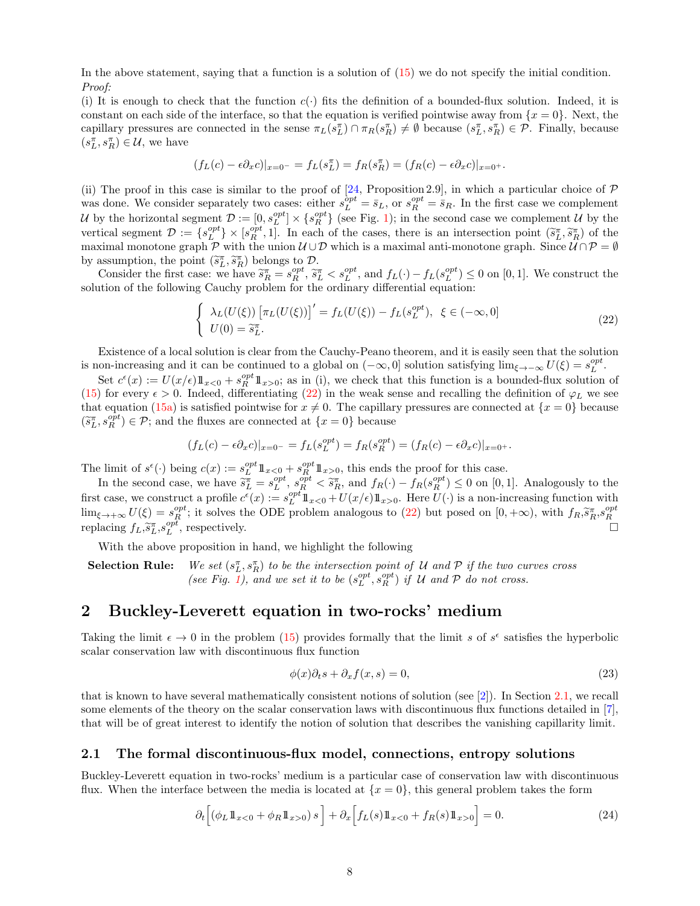In the above statement, saying that a function is a solution of (15) we do not specify the initial condition.
*Proof:*
(i) It is enough to check that the function $c(\cdot)$ fits the definition of a bounded-flux solution. Indeed, it is constant on each side of the interface, so that the equation is verified pointwise away from $\{x=0\}$. Next, the capillary pressures are connected in the sense $\pi_L(s_L^\pi) \cap \pi_R(s_R^\pi) \neq \emptyset$ because $(s_L^\pi, s_R^\pi) \in \mathcal{P}$. Finally, because $(s_L^\pi, s_R^\pi) \in \mathcal{U}$, we have

$$(f_L(c) - \epsilon \partial_x c)|_{x=0^-} = f_L(s_L^\pi) = f_R(s_R^\pi) = (f_R(c) - \epsilon \partial_x c)|_{x=0^+}.$$

(ii) The proof in this case is similar to the proof of [24, Proposition 2.9], in which a particular choice of $\mathcal{P}$ was done. We consider separately two cases: either $s_L^{opt} = \bar{s}_L$, or $s_R^{opt} = \bar{s}_R$. In the first case we complement $\mathcal{U}$ by the horizontal segment $\mathcal{D} := [0, s_L^{opt}] \times \{s_R^{opt}\}$ (see Fig. 1); in the second case we complement $\mathcal{U}$ by the vertical segment $\mathcal{D} := \{s_L^{opt}\} \times [s_R^{opt}, 1]$. In each of the cases, there is an intersection point $(\widetilde{s}_L^\pi, \widetilde{s}_R^\pi)$ of the maximal monotone graph $\mathcal{P}$ with the union $\mathcal{U} \cup \mathcal{D}$ which is a maximal anti-monotone graph. Since $\mathcal{U} \cap \mathcal{P} = \emptyset$ by assumption, the point $(\widetilde{s}_L^\pi, \widetilde{s}_R^\pi)$ belongs to $\mathcal{D}$.

Consider the first case: we have $\widetilde{s}_R^\pi = s_R^{opt}$, $\widetilde{s}_L^\pi < s_L^{opt}$, and $f_L(\cdot) - f_L(s_L^{opt}) \leq 0$ on $[0,1]$. We construct the solution of the following Cauchy problem for the ordinary differential equation:

$$\begin{cases} \lambda_L(U(\xi)) \left[\pi_L(U(\xi))\right]' = f_L(U(\xi)) - f_L(s_L^{opt}), \;\; \xi \in (-\infty, 0] \\ U(0) = \widetilde{s}_L^\pi. \end{cases} \tag{22}$$

Existence of a local solution is clear from the Cauchy-Peano theorem, and it is easily seen that the solution is non-increasing and it can be continued to a global on $(-\infty, 0]$ solution satisfying $\lim_{\xi \to -\infty} U(\xi) = s_L^{opt}$.

Set $c^\epsilon(x) := U(x/\epsilon) \mathbb{1}_{x<0} + s_R^{opt} \mathbb{1}_{x>0}$; as in (i), we check that this function is a bounded-flux solution of (15) for every $\epsilon > 0$. Indeed, differentiating (22) in the weak sense and recalling the definition of $\varphi_L$ we see that equation (15a) is satisfied pointwise for $x \neq 0$. The capillary pressures are connected at $\{x=0\}$ because $(\widetilde{s}_L^\pi, s_R^{opt}) \in \mathcal{P}$; and the fluxes are connected at $\{x=0\}$ because

$$(f_L(c) - \epsilon \partial_x c)|_{x=0^-} = f_L(s_L^{opt}) = f_R(s_R^{opt}) = (f_R(c) - \epsilon \partial_x c)|_{x=0^+}.$$

The limit of $s^\epsilon(\cdot)$ being $c(x) := s_L^{opt} \mathbb{1}_{x<0} + s_R^{opt} \mathbb{1}_{x>0}$, this ends the proof for this case.

In the second case, we have $\widetilde{s}_L^\pi = s_L^{opt}$, $s_R^{opt} < \widetilde{s}_R^\pi$, and $f_R(\cdot) - f_R(s_R^{opt}) \leq 0$ on $[0,1]$. Analogously to the first case, we construct a profile $c^\epsilon(x) := s_L^{opt} \mathbb{1}_{x<0} + U(x/\epsilon) \mathbb{1}_{x>0}$. Here $U(\cdot)$ is a non-increasing function with $\lim_{\xi \to +\infty} U(\xi) = s_R^{opt}$; it solves the ODE problem analogous to (22) but posed on $[0, +\infty)$, with $f_R, \widetilde{s}_R^\pi, s_R^{opt}$ replacing $f_L, \widetilde{s}_L^\pi, s_L^{opt}$, respectively. □

With the above proposition in hand, we highlight the following

**Selection Rule:** *We set $(s_L^\pi, s_R^\pi)$ to be the intersection point of $\mathcal{U}$ and $\mathcal{P}$ if the two curves cross (see Fig. 1), and we set it to be $(s_L^{opt}, s_R^{opt})$ if $\mathcal{U}$ and $\mathcal{P}$ do not cross.*

## 2 Buckley-Leverett equation in two-rocks' medium

Taking the limit $\epsilon \to 0$ in the problem (15) provides formally that the limit $s$ of $s^\epsilon$ satisfies the hyperbolic scalar conservation law with discontinuous flux function

$$\phi(x) \partial_t s + \partial_x f(x, s) = 0, \tag{23}$$

that is known to have several mathematically consistent notions of solution (see [2]). In Section 2.1, we recall some elements of the theory on the scalar conservation laws with discontinuous flux functions detailed in [7], that will be of great interest to identify the notion of solution that describes the vanishing capillarity limit.

### 2.1 The formal discontinuous-flux model, connections, entropy solutions

Buckley-Leverett equation in two-rocks' medium is a particular case of conservation law with discontinuous flux. When the interface between the media is located at $\{x=0\}$, this general problem takes the form

$$\partial_t \Big[ (\phi_L \mathbb{1}_{x<0} + \phi_R \mathbb{1}_{x>0}) \, s \Big] + \partial_x \Big[ f_L(s) \mathbb{1}_{x<0} + f_R(s) \mathbb{1}_{x>0} \Big] = 0. \tag{24}$$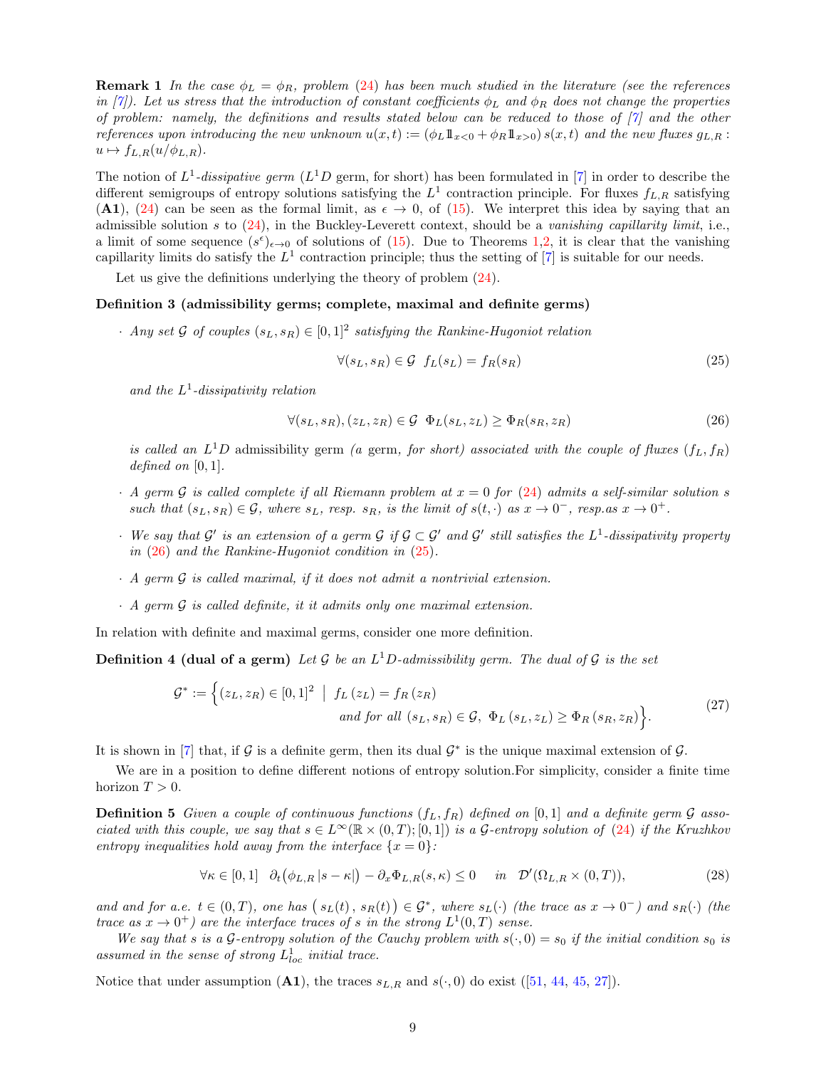**Remark 1** *In the case $\phi_L = \phi_R$, problem (24) has been much studied in the literature (see the references in [7]). Let us stress that the introduction of constant coefficients $\phi_L$ and $\phi_R$ does not change the properties of problem: namely, the definitions and results stated below can be reduced to those of [7] and the other references upon introducing the new unknown $u(x,t) := (\phi_L 1\!\!1_{x<0} + \phi_R 1\!\!1_{x>0})\, s(x,t)$ and the new fluxes $g_{L,R} : u \mapsto f_{L,R}(u/\phi_{L,R})$.*

The notion of $L^1$-*dissipative germ* ($L^1D$ germ, for short) has been formulated in [7] in order to describe the different semigroups of entropy solutions satisfying the $L^1$ contraction principle. For fluxes $f_{L,R}$ satisfying (**A1**), (24) can be seen as the formal limit, as $\epsilon \to 0$, of (15). We interpret this idea by saying that an admissible solution $s$ to (24), in the Buckley-Leverett context, should be a *vanishing capillarity limit*, i.e., a limit of some sequence $(s^\epsilon)_{\epsilon\to 0}$ of solutions of (15). Due to Theorems 1,2, it is clear that the vanishing capillarity limits do satisfy the $L^1$ contraction principle; thus the setting of [7] is suitable for our needs.

Let us give the definitions underlying the theory of problem (24).

**Definition 3 (admissibility germs; complete, maximal and definite germs)**

- *Any set $\mathcal{G}$ of couples $(s_L, s_R) \in [0,1]^2$ satisfying the Rankine-Hugoniot relation*

$$\forall (s_L, s_R) \in \mathcal{G} \;\; f_L(s_L) = f_R(s_R) \tag{25}$$

*and the $L^1$-dissipativity relation*

$$\forall (s_L, s_R), (z_L, z_R) \in \mathcal{G} \;\; \Phi_L(s_L, z_L) \geq \Phi_R(s_R, z_R) \tag{26}$$

*is called an $L^1D$* admissibility germ *(a* germ*, for short) associated with the couple of fluxes $(f_L, f_R)$ defined on $[0,1]$.*

- *A germ $\mathcal{G}$ is called* complete *if all Riemann problem at $x = 0$ for (24) admits a self-similar solution $s$ such that $(s_L, s_R) \in \mathcal{G}$, where $s_L$, resp. $s_R$, is the limit of $s(t,\cdot)$ as $x \to 0^-$, resp.as $x \to 0^+$.*

- *We say that $\mathcal{G}'$ is an extension of a germ $\mathcal{G}$ if $\mathcal{G} \subset \mathcal{G}'$ and $\mathcal{G}'$ still satisfies the $L^1$-dissipativity property in (26) and the Rankine-Hugoniot condition in (25).*

- *A germ $\mathcal{G}$ is called maximal, if it does not admit a nontrivial extension.*

- *A germ $\mathcal{G}$ is called definite, it it admits only one maximal extension.*

In relation with definite and maximal germs, consider one more definition.

**Definition 4 (dual of a germ)** *Let $\mathcal{G}$ be an $L^1D$-admissibility germ. The dual of $\mathcal{G}$ is the set*

$$\mathcal{G}^* := \Big\{ (z_L, z_R) \in [0,1]^2 \;\Big|\; f_L(z_L) = f_R(z_R) \text{ and for all } (s_L, s_R) \in \mathcal{G},\; \Phi_L(s_L, z_L) \geq \Phi_R(s_R, z_R) \Big\}. \tag{27}$$

It is shown in [7] that, if $\mathcal{G}$ is a definite germ, then its dual $\mathcal{G}^*$ is the unique maximal extension of $\mathcal{G}$.

We are in a position to define different notions of entropy solution.For simplicity, consider a finite time horizon $T > 0$.

**Definition 5** *Given a couple of continuous functions $(f_L, f_R)$ defined on $[0,1]$ and a definite germ $\mathcal{G}$ associated with this couple, we say that $s \in L^\infty(\mathbb{R} \times (0,T); [0,1])$ is a $\mathcal{G}$-entropy solution of (24) if the Kruzhkov entropy inequalities hold away from the interface $\{x = 0\}$:*

$$\forall \kappa \in [0,1] \;\; \partial_t\big(\phi_{L,R}\,|s - \kappa|\big) - \partial_x \Phi_{L,R}(s, \kappa) \leq 0 \quad \text{ in } \;\; \mathcal{D}'(\Omega_{L,R} \times (0,T)), \tag{28}$$

*and and for a.e. $t \in (0,T)$, one has $\big(s_L(t)\,,\, s_R(t)\big) \in \mathcal{G}^*$, where $s_L(\cdot)$ (the trace as $x \to 0^-$) and $s_R(\cdot)$ (the trace as $x \to 0^+$) are the interface traces of $s$ in the strong $L^1(0,T)$ sense.*

*We say that $s$ is a $\mathcal{G}$-entropy solution of the Cauchy problem with $s(\cdot, 0) = s_0$ if the initial condition $s_0$ is assumed in the sense of strong $L^1_{loc}$ initial trace.*

Notice that under assumption (**A1**), the traces $s_{L,R}$ and $s(\cdot, 0)$ do exist ([51, 44, 45, 27]).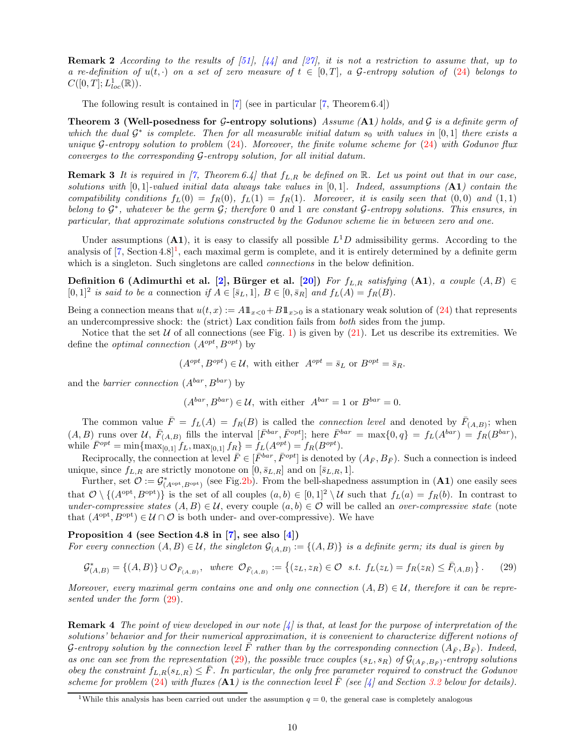**Remark 2** *According to the results of [51], [44] and [27], it is not a restriction to assume that, up to a re-definition of $u(t,\cdot)$ on a set of zero measure of $t \in [0,T]$, a $\mathcal{G}$-entropy solution of (24) belongs to $C([0,T]; L^1_{loc}(\mathbb{R}))$.*

The following result is contained in [7] (see in particular [7, Theorem 6.4])

**Theorem 3 (Well-posedness for $\mathcal{G}$-entropy solutions)** *Assume* (**A1**) *holds, and $\mathcal{G}$ is a definite germ of which the dual $\mathcal{G}^*$ is complete. Then for all measurable initial datum $s_0$ with values in $[0,1]$ there exists a unique $\mathcal{G}$-entropy solution to problem (24). Moreover, the finite volume scheme for (24) with Godunov flux converges to the corresponding $\mathcal{G}$-entropy solution, for all initial datum.*

**Remark 3** *It is required in [7, Theorem 6.4] that $f_{L,R}$ be defined on $\mathbb{R}$. Let us point out that in our case, solutions with $[0,1]$-valued initial data always take values in $[0,1]$. Indeed, assumptions* (**A1**) *contain the compatibility conditions $f_L(0) = f_R(0)$, $f_L(1) = f_R(1)$. Moreover, it is easily seen that $(0,0)$ and $(1,1)$ belong to $\mathcal{G}^*$, whatever be the germ $\mathcal{G}$; therefore 0 and 1 are constant $\mathcal{G}$-entropy solutions. This ensures, in particular, that approximate solutions constructed by the Godunov scheme lie in between zero and one.*

Under assumptions (**A1**), it is easy to classify all possible $L^1D$ admissibility germs. According to the analysis of [7, Section 4.8][1], each maximal germ is complete, and it is entirely determined by a definite germ which is a singleton. Such singletons are called *connections* in the below definition.

**Definition 6 (Adimurthi et al. [2], Bürger et al. [20])** *For $f_{L,R}$ satisfying* (**A1**)*, a couple $(A,B) \in [0,1]^2$ is said to be a* connection *if $A \in [\bar{s}_L, 1]$, $B \in [0, \bar{s}_R]$ and $f_L(A) = f_R(B)$.*

Being a connection means that $u(t,x) := A1\!\!1_{x<0} + B1\!\!1_{x>0}$ is a stationary weak solution of (24) that represents an undercompressive shock: the (strict) Lax condition fails from *both* sides from the jump.

Notice that the set $\mathcal{U}$ of all connections (see Fig. 1) is given by (21). Let us describe its extremities. We define the *optimal connection* $(A^{opt}, B^{opt})$ by

$$(A^{opt}, B^{opt}) \in \mathcal{U}, \text{ with either } \; A^{opt} = \bar{s}_L \text{ or } B^{opt} = \bar{s}_R.$$

and the *barrier connection* $(A^{bar}, B^{bar})$ by

$$(A^{bar}, B^{bar}) \in \mathcal{U}, \text{ with either } \; A^{bar} = 1 \text{ or } B^{bar} = 0.$$

The common value $\bar{F} = f_L(A) = f_R(B)$ is called the *connection level* and denoted by $\bar{F}_{(A,B)}$; when $(A,B)$ runs over $\mathcal{U}$, $\bar{F}_{(A,B)}$ fills the interval $[\bar{F}^{bar}, \bar{F}^{opt}]$; here $\bar{F}^{bar} = \max\{0, q\} = f_L(A^{bar}) = f_R(B^{bar})$, while $\bar{F}^{opt} = \min\{\max_{[0,1]} f_L, \max_{[0,1]} f_R\} = f_L(A^{opt}) = f_R(B^{opt})$.

Reciprocally, the connection at level $\bar{F} \in [\bar{F}^{bar}, \bar{F}^{opt}]$ is denoted by $(A_{\bar{F}}, B_{\bar{F}})$. Such a connection is indeed unique, since $f_{L,R}$ are strictly monotone on $[0, \bar{s}_{L,R}]$ and on $[\bar{s}_{L,R}, 1]$.

Further, set $\mathcal{O} := \mathcal{G}^*_{(A^{\rm opt}, B^{\rm opt})}$ (see Fig.2b). From the bell-shapedness assumption in (**A1**) one easily sees that $\mathcal{O} \setminus \{(A^{\rm opt}, B^{\rm opt})\}$ is the set of all couples $(a,b) \in [0,1]^2 \setminus \mathcal{U}$ such that $f_L(a) = f_R(b)$. In contrast to *under-compressive states* $(A,B) \in \mathcal{U}$, every couple $(a,b) \in \mathcal{O}$ will be called an *over-compressive state* (note that $(A^{\rm opt}, B^{\rm opt}) \in \mathcal{U} \cap \mathcal{O}$ is both under- and over-compressive). We have

**Proposition 4 (see Section 4.8 in [7], see also [4])**
*For every connection $(A,B) \in \mathcal{U}$, the singleton $\mathcal{G}_{(A,B)} := \{(A,B)\}$ is a definite germ; its dual is given by*

$$\mathcal{G}^*_{(A,B)} = \{(A,B)\} \cup \mathcal{O}_{\bar{F}_{(A,B)}}, \;\; \text{where } \; \mathcal{O}_{\bar{F}_{(A,B)}} := \big\{(z_L, z_R) \in \mathcal{O} \;\text{ s.t. } f_L(z_L) = f_R(z_R) \le \bar{F}_{(A,B)}\big\}. \tag{29}$$

*Moreover, every maximal germ contains one and only one connection $(A,B) \in \mathcal{U}$, therefore it can be represented under the form (29).*

**Remark 4** *The point of view developed in our note [4] is that, at least for the purpose of interpretation of the solutions' behavior and for their numerical approximation, it is convenient to characterize different notions of $\mathcal{G}$-entropy solution by the connection level $\bar{F}$ rather than by the corresponding connection $(A_{\bar{F}}, B_{\bar{F}})$. Indeed, as one can see from the representation (29), the possible trace couples $(s_L, s_R)$ of $\mathcal{G}_{(A_{\bar{F}}, B_{\bar{F}})}$-entropy solutions obey the constraint $f_{L,R}(s_{L,R}) \le \bar{F}$. In particular, the only free parameter required to construct the Godunov scheme for problem (24) with fluxes* (**A1**) *is the connection level $\bar{F}$ (see [4] and Section 3.2 below for details).*

[1] While this analysis has been carried out under the assumption $q = 0$, the general case is completely analogous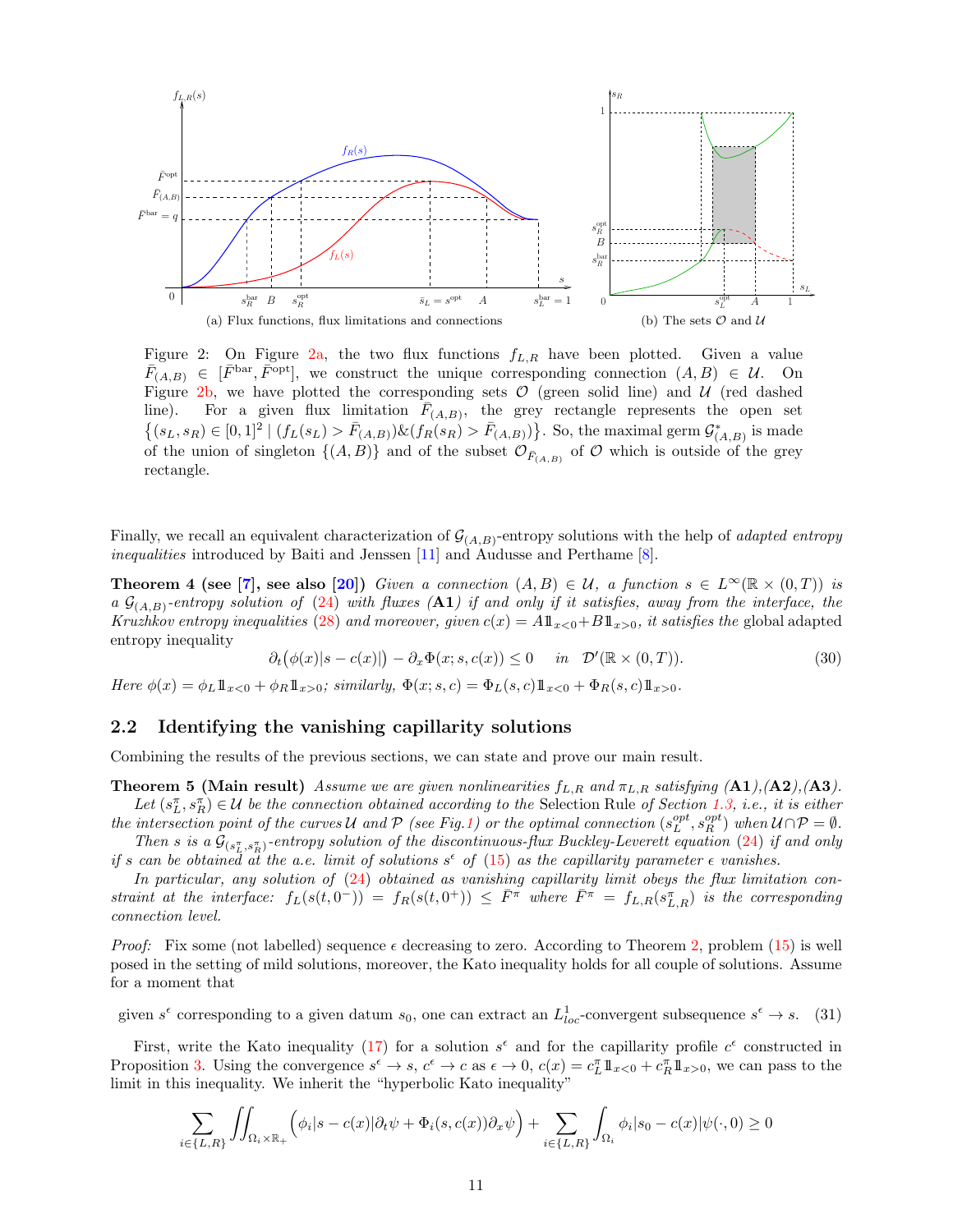(a) Flux functions, flux limitations and connections

(b) The sets $\mathcal{O}$ and $\mathcal{U}$

Figure 2: On Figure 2a, the two flux functions $f_{L,R}$ have been plotted. Given a value $\bar{F}_{(A,B)} \in [\bar{F}^{\rm bar}, \bar{F}^{\rm opt}]$, we construct the unique corresponding connection $(A,B) \in \mathcal{U}$. On Figure 2b, we have plotted the corresponding sets $\mathcal{O}$ (green solid line) and $\mathcal{U}$ (red dashed line). For a given flux limitation $\bar{F}_{(A,B)}$, the grey rectangle represents the open set $\{(s_L,s_R) \in [0,1]^2 \mid (f_L(s_L) > \bar{F}_{(A,B)}) \& (f_R(s_R) > \bar{F}_{(A,B)})\}$. So, the maximal germ $\mathcal{G}^*_{(A,B)}$ is made of the union of singleton $\{(A,B)\}$ and of the subset $\mathcal{O}_{\bar{F}_{(A,B)}}$ of $\mathcal{O}$ which is outside of the grey rectangle.

Finally, we recall an equivalent characterization of $\mathcal{G}_{(A,B)}$-entropy solutions with the help of *adapted entropy inequalities* introduced by Baiti and Jenssen [11] and Audusse and Perthame [8].

**Theorem 4 (see [7], see also [20])** *Given a connection $(A,B) \in \mathcal{U}$, a function $s \in L^\infty(\mathbb{R} \times (0,T))$ is a $\mathcal{G}_{(A,B)}$-entropy solution of (24) with fluxes* **(A1)** *if and only if it satisfies, away from the interface, the Kruzhkov entropy inequalities (28) and moreover, given $c(x) = A 1\!\!1_{x<0} + B 1\!\!1_{x>0}$, it satisfies the* global adapted entropy inequality

$$\partial_t\big(\phi(x)|s - c(x)|\big) - \partial_x \Phi(x; s, c(x)) \le 0 \quad \text{in} \quad \mathcal{D}'(\mathbb{R} \times (0,T)). \tag{30}$$

*Here $\phi(x) = \phi_L 1\!\!1_{x<0} + \phi_R 1\!\!1_{x>0}$; similarly, $\Phi(x;s,c) = \Phi_L(s,c) 1\!\!1_{x<0} + \Phi_R(s,c) 1\!\!1_{x>0}$.*

## 2.2 Identifying the vanishing capillarity solutions

Combining the results of the previous sections, we can state and prove our main result.

**Theorem 5 (Main result)** *Assume we are given nonlinearities $f_{L,R}$ and $\pi_{L,R}$ satisfying* **(A1)**,**(A2)**,**(A3)**.

*Let $(s^\pi_L, s^\pi_R) \in \mathcal{U}$ be the connection obtained according to the* Selection Rule *of Section 1.3, i.e., it is either the intersection point of the curves $\mathcal{U}$ and $\mathcal{P}$ (see Fig.1) or the optimal connection $(s^{opt}_L, s^{opt}_R)$ when $\mathcal{U} \cap \mathcal{P} = \emptyset$.*

*Then $s$ is a $\mathcal{G}_{(s^\pi_L, s^\pi_R)}$-entropy solution of the discontinuous-flux Buckley-Leverett equation (24) if and only if $s$ can be obtained at the a.e. limit of solutions $s^\epsilon$ of (15) as the capillarity parameter $\epsilon$ vanishes.*

*In particular, any solution of (24) obtained as vanishing capillarity limit obeys the flux limitation constraint at the interface: $f_L(s(t,0^-)) = f_R(s(t,0^+)) \le \bar{F}^\pi$ where $\bar{F}^\pi = f_{L,R}(s^\pi_{L,R})$ is the corresponding connection level.*

*Proof:* Fix some (not labelled) sequence $\epsilon$ decreasing to zero. According to Theorem 2, problem (15) is well posed in the setting of mild solutions, moreover, the Kato inequality holds for all couple of solutions. Assume for a moment that

$$\text{given } s^\epsilon \text{ corresponding to a given datum } s_0, \text{ one can extract an } L^1_{loc}\text{-convergent subsequence } s^\epsilon \to s. \tag{31}$$

First, write the Kato inequality (17) for a solution $s^\epsilon$ and for the capillarity profile $c^\epsilon$ constructed in Proposition 3. Using the convergence $s^\epsilon \to s$, $c^\epsilon \to c$ as $\epsilon \to 0$, $c(x) = c^\pi_L 1\!\!1_{x<0} + c^\pi_R 1\!\!1_{x>0}$, we can pass to the limit in this inequality. We inherit the "hyperbolic Kato inequality"

$$\sum_{i \in \{L,R\}} \iint_{\Omega_i \times \mathbb{R}_+} \Big(\phi_i |s - c(x)| \partial_t \psi + \Phi_i(s, c(x)) \partial_x \psi\Big) + \sum_{i \in \{L,R\}} \int_{\Omega_i} \phi_i |s_0 - c(x)| \psi(\cdot, 0) \ge 0$$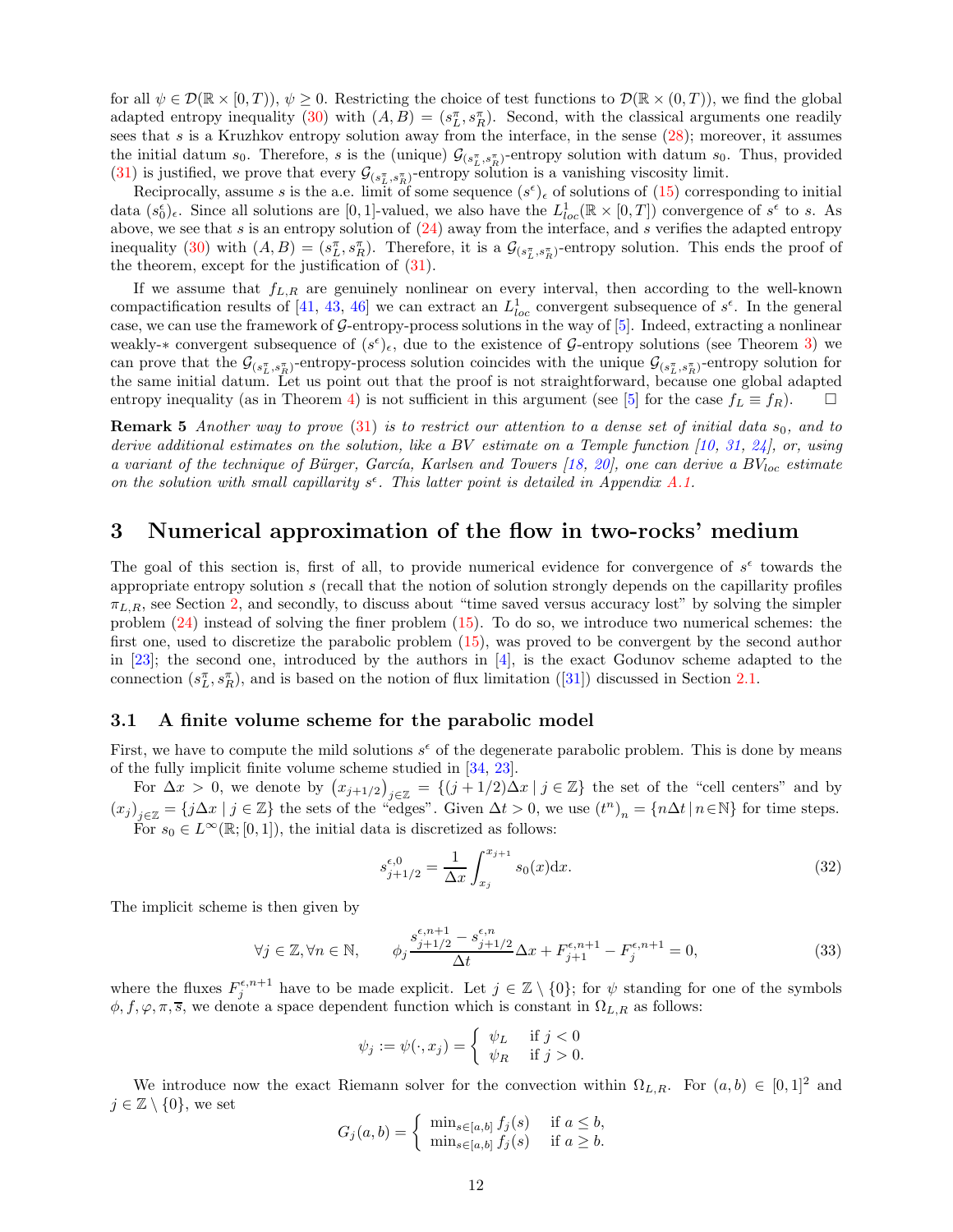for all $\psi \in \mathcal{D}(\mathbb{R} \times [0,T))$, $\psi \geq 0$. Restricting the choice of test functions to $\mathcal{D}(\mathbb{R} \times (0,T))$, we find the global adapted entropy inequality (30) with $(A,B) = (s_L^\pi, s_R^\pi)$. Second, with the classical arguments one readily sees that $s$ is a Kruzhkov entropy solution away from the interface, in the sense (28); moreover, it assumes the initial datum $s_0$. Therefore, $s$ is the (unique) $\mathcal{G}_{(s_L^\pi, s_R^\pi)}$-entropy solution with datum $s_0$. Thus, provided (31) is justified, we prove that every $\mathcal{G}_{(s_L^\pi, s_R^\pi)}$-entropy solution is a vanishing viscosity limit.

Reciprocally, assume $s$ is the a.e. limit of some sequence $(s^\epsilon)_\epsilon$ of solutions of (15) corresponding to initial data $(s_0^\epsilon)_\epsilon$. Since all solutions are $[0,1]$-valued, we also have the $L^1_{loc}(\mathbb{R} \times [0,T])$ convergence of $s^\epsilon$ to $s$. As above, we see that $s$ is an entropy solution of (24) away from the interface, and $s$ verifies the adapted entropy inequality (30) with $(A,B) = (s_L^\pi, s_R^\pi)$. Therefore, it is a $\mathcal{G}_{(s_L^\pi, s_R^\pi)}$-entropy solution. This ends the proof of the theorem, except for the justification of (31).

If we assume that $f_{L,R}$ are genuinely nonlinear on every interval, then according to the well-known compactification results of [41, 43, 46] we can extract an $L^1_{loc}$ convergent subsequence of $s^\epsilon$. In the general case, we can use the framework of $\mathcal{G}$-entropy-process solutions in the way of [5]. Indeed, extracting a nonlinear weakly-$*$ convergent subsequence of $(s^\epsilon)_\epsilon$, due to the existence of $\mathcal{G}$-entropy solutions (see Theorem 3) we can prove that the $\mathcal{G}_{(s_L^\pi, s_R^\pi)}$-entropy-process solution coincides with the unique $\mathcal{G}_{(s_L^\pi, s_R^\pi)}$-entropy solution for the same initial datum. Let us point out that the proof is not straightforward, because one global adapted entropy inequality (as in Theorem 4) is not sufficient in this argument (see [5] for the case $f_L \equiv f_R$). $\square$

**Remark 5** *Another way to prove (31) is to restrict our attention to a dense set of initial data $s_0$, and to derive additional estimates on the solution, like a BV estimate on a Temple function [10, 31, 24], or, using a variant of the technique of Bürger, García, Karlsen and Towers [18, 20], one can derive a $BV_{loc}$ estimate on the solution with small capillarity $s^\epsilon$. This latter point is detailed in Appendix A.1.*

# 3 Numerical approximation of the flow in two-rocks' medium

The goal of this section is, first of all, to provide numerical evidence for convergence of $s^\epsilon$ towards the appropriate entropy solution $s$ (recall that the notion of solution strongly depends on the capillarity profiles $\pi_{L,R}$, see Section 2, and secondly, to discuss about "time saved versus accuracy lost" by solving the simpler problem (24) instead of solving the finer problem (15). To do so, we introduce two numerical schemes: the first one, used to discretize the parabolic problem (15), was proved to be convergent by the second author in [23]; the second one, introduced by the authors in [4], is the exact Godunov scheme adapted to the connection $(s_L^\pi, s_R^\pi)$, and is based on the notion of flux limitation ([31]) discussed in Section 2.1.

## 3.1 A finite volume scheme for the parabolic model

First, we have to compute the mild solutions $s^\epsilon$ of the degenerate parabolic problem. This is done by means of the fully implicit finite volume scheme studied in [34, 23].

For $\Delta x > 0$, we denote by $(x_{j+1/2})_{j\in\mathbb{Z}} = \{(j+1/2)\Delta x \mid j \in \mathbb{Z}\}$ the set of the "cell centers" and by $(x_j)_{j\in\mathbb{Z}} = \{j\Delta x \mid j \in \mathbb{Z}\}$ the sets of the "edges". Given $\Delta t > 0$, we use $(t^n)_n = \{n\Delta t \mid n \in \mathbb{N}\}$ for time steps.

For $s_0 \in L^\infty(\mathbb{R};[0,1])$, the initial data is discretized as follows:

$$s_{j+1/2}^{\epsilon,0} = \frac{1}{\Delta x}\int_{x_j}^{x_{j+1}} s_0(x)\mathrm{d}x. \tag{32}$$

The implicit scheme is then given by

$$\forall j \in \mathbb{Z}, \forall n \in \mathbb{N}, \qquad \phi_j \frac{s_{j+1/2}^{\epsilon,n+1} - s_{j+1/2}^{\epsilon,n}}{\Delta t}\Delta x + F_{j+1}^{\epsilon,n+1} - F_j^{\epsilon,n+1} = 0, \tag{33}$$

where the fluxes $F_j^{\epsilon,n+1}$ have to be made explicit. Let $j \in \mathbb{Z} \setminus \{0\}$; for $\psi$ standing for one of the symbols $\phi, f, \varphi, \pi, \overline{s}$, we denote a space dependent function which is constant in $\Omega_{L,R}$ as follows:

$$\psi_j := \psi(\cdot, x_j) = \begin{cases} \psi_L & \text{if } j < 0 \\ \psi_R & \text{if } j > 0. \end{cases}$$

We introduce now the exact Riemann solver for the convection within $\Omega_{L,R}$. For $(a,b) \in [0,1]^2$ and $j \in \mathbb{Z} \setminus \{0\}$, we set

$$G_j(a,b) = \begin{cases} \min_{s\in[a,b]} f_j(s) & \text{if } a \leq b, \\ \min_{s\in[a,b]} f_j(s) & \text{if } a \geq b. \end{cases}$$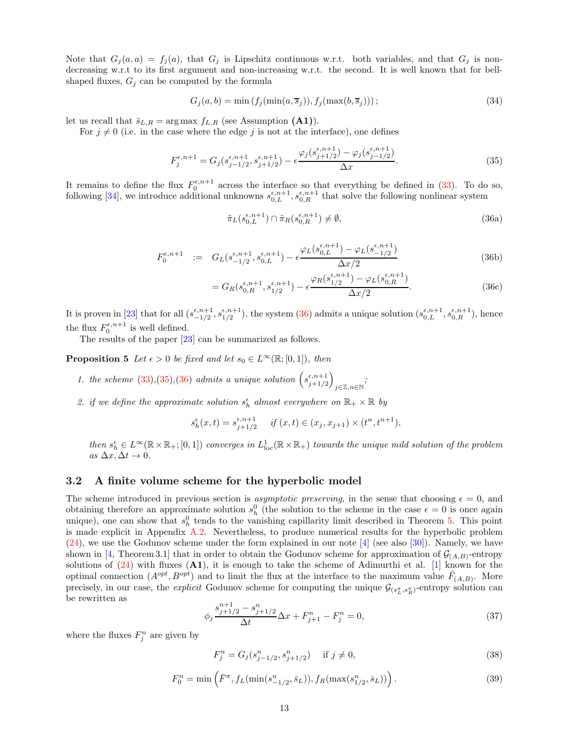Note that $G_j(a,a) = f_j(a)$, that $G_j$ is Lipschitz continuous w.r.t. both variables, and that $G_j$ is non-decreasing w.r.t to its first argument and non-increasing w.r.t. the second. It is well known that for bell-shaped fluxes, $G_j$ can be computed by the formula

$$G_j(a,b) = \min\left(f_j(\min(a, \overline{s}_j)), f_j(\max(b, \overline{s}_j))\right); \tag{34}$$

let us recall that $\bar{s}_{L,R} = \arg\max f_{L,R}$ (see Assumption **(A1)**).

For $j \neq 0$ (i.e. in the case where the edge $j$ is not at the interface), one defines

$$F_j^{\epsilon,n+1} = G_j(s_{j-1/2}^{\epsilon,n+1}, s_{j+1/2}^{\epsilon,n+1}) - \epsilon \frac{\varphi_j(s_{j+1/2}^{\epsilon,n+1}) - \varphi_j(s_{j-1/2}^{\epsilon,n+1})}{\Delta x}. \tag{35}$$

It remains to define the flux $F_0^{\epsilon,n+1}$ across the interface so that everything be defined in (33). To do so, following [34], we introduce additional unknowns $s_{0,L}^{\epsilon,n+1}, s_{0,R}^{\epsilon,n+1}$ that solve the following nonlinear system

$$\tilde{\pi}_L(s_{0,L}^{\epsilon,n+1}) \cap \tilde{\pi}_R(s_{0,R}^{\epsilon,n+1}) \neq \emptyset, \tag{36a}$$

$$F_0^{\epsilon,n+1} \quad := \quad G_L(s_{-1/2}^{\epsilon,n+1}, s_{0,L}^{\epsilon,n+1}) - \epsilon \frac{\varphi_L(s_{0,L}^{\epsilon,n+1}) - \varphi_L(s_{-1/2}^{\epsilon,n+1})}{\Delta x/2} \tag{36b}$$

$$= G_R(s_{0,R}^{\epsilon,n+1}, s_{1/2}^{\epsilon,n+1}) - \epsilon \frac{\varphi_R(s_{1/2}^{\epsilon,n+1}) - \varphi_L(s_{0,R}^{\epsilon,n+1})}{\Delta x/2}. \tag{36c}$$

It is proven in [23] that for all $(s_{-1/2}^{\epsilon,n+1}, s_{1/2}^{\epsilon,n+1})$, the system (36) admits a unique solution $(s_{0,L}^{\epsilon,n+1}, s_{0,R}^{\epsilon,n+1})$, hence the flux $F_0^{\epsilon,n+1}$ is well defined.

The results of the paper [23] can be summarized as follows.

**Proposition 5** *Let $\epsilon > 0$ be fixed and let $s_0 \in L^\infty(\mathbb{R};[0,1])$, then*

1. *the scheme (33),(35),(36) admits a unique solution $\left(s_{j+1/2}^{\epsilon,n+1}\right)_{j\in\mathbb{Z},n\in\mathbb{N}}$;*
2. *if we define the approximate solution $s_h^\epsilon$ almost everywhere on $\mathbb{R}_+ \times \mathbb{R}$ by*

$$s_h^\epsilon(x,t) = s_{j+1/2}^{\epsilon,n+1} \quad \text{if } (x,t) \in (x_j, x_{j+1}) \times (t^n, t^{n+1}),$$

*then $s_h^\epsilon \in L^\infty(\mathbb{R}\times\mathbb{R}_+;[0,1])$ converges in $L^1_{\rm loc}(\mathbb{R}\times\mathbb{R}_+)$ towards the unique mild solution of the problem as $\Delta x, \Delta t \to 0$.*

### 3.2 A finite volume scheme for the hyperbolic model

The scheme introduced in previous section is *asymptotic preserving*, in the sense that choosing $\epsilon = 0$, and obtaining therefore an approximate solution $s_h^0$ (the solution to the scheme in the case $\epsilon = 0$ is once again unique), one can show that $s_h^0$ tends to the vanishing capillarity limit described in Theorem 5. This point is made explicit in Appendix A.2. Nevertheless, to produce numerical results for the hyperbolic problem (24), we use the Godunov scheme under the form explained in our note [4] (see also [30]). Namely, we have shown in [4, Theorem 3.1] that in order to obtain the Godunov scheme for approximation of $\mathcal{G}_{(A,B)}$-entropy solutions of (24) with fluxes **(A1)**, it is enough to take the scheme of Adimurthi et al. [1] known for the optimal connection $(A^{opt}, B^{opt})$ and to limit the flux at the interface to the maximum value $\bar{F}_{(A,B)}$. More precisely, in our case, the *explicit* Godunov scheme for computing the unique $\mathcal{G}_{(s_L^\pi, s_R^\pi)}$-entropy solution can be rewritten as

$$\phi_j \frac{s_{j+1/2}^{n+1} - s_{j+1/2}^n}{\Delta t} \Delta x + F_{j+1}^n - F_j^n = 0, \tag{37}$$

where the fluxes $F_j^n$ are given by

$$F_j^n = G_j(s_{j-1/2}^n, s_{j+1/2}^n) \quad \text{if } j \neq 0, \tag{38}$$

$$F_0^n = \min\left(\bar{F}^\pi, f_L(\min(s_{-1/2}^n, \bar{s}_L)), f_R(\max(s_{1/2}^n, \bar{s}_L))\right). \tag{39}$$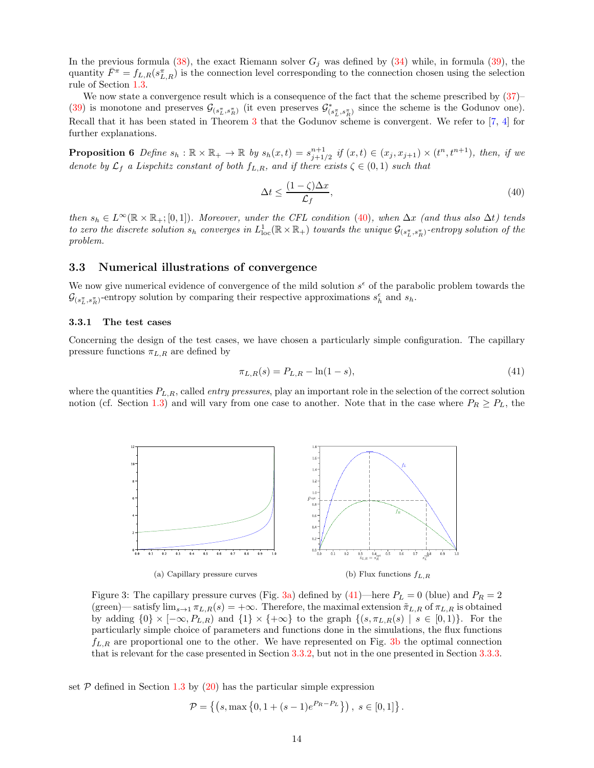In the previous formula (38), the exact Riemann solver $G_j$ was defined by (34) while, in formula (39), the quantity $\bar{F}^\pi = f_{L,R}(s^\pi_{L,R})$ is the connection level corresponding to the connection chosen using the selection rule of Section 1.3.

We now state a convergence result which is a consequence of the fact that the scheme prescribed by (37)–(39) is monotone and preserves $\mathcal{G}_{(s^\pi_L, s^\pi_R)}$ (it even preserves $\mathcal{G}^*_{(s^\pi_L, s^\pi_R)}$ since the scheme is the Godunov one). Recall that it has been stated in Theorem 3 that the Godunov scheme is convergent. We refer to [7, 4] for further explanations.

**Proposition 6** *Define $s_h : \mathbb{R} \times \mathbb{R}_+ \to \mathbb{R}$ by $s_h(x,t) = s^{n+1}_{j+1/2}$ if $(x,t) \in (x_j, x_{j+1}) \times (t^n, t^{n+1})$, then, if we denote by $\mathcal{L}_f$ a Lispchitz constant of both $f_{L,R}$, and if there exists $\zeta \in (0,1)$ such that*

$$\Delta t \leq \frac{(1-\zeta)\Delta x}{\mathcal{L}_f}, \tag{40}$$

*then $s_h \in L^\infty(\mathbb{R} \times \mathbb{R}_+; [0,1])$. Moreover, under the CFL condition (40), when $\Delta x$ (and thus also $\Delta t$) tends to zero the discrete solution $s_h$ converges in $L^1_{\text{loc}}(\mathbb{R} \times \mathbb{R}_+)$ towards the unique $\mathcal{G}_{(s^\pi_L, s^\pi_R)}$-entropy solution of the problem.*

## 3.3 Numerical illustrations of convergence

We now give numerical evidence of convergence of the mild solution $s^\epsilon$ of the parabolic problem towards the $\mathcal{G}_{(s^\pi_L, s^\pi_R)}$-entropy solution by comparing their respective approximations $s^\epsilon_h$ and $s_h$.

### 3.3.1 The test cases

Concerning the design of the test cases, we have chosen a particularly simple configuration. The capillary pressure functions $\pi_{L,R}$ are defined by

$$\pi_{L,R}(s) = P_{L,R} - \ln(1-s), \tag{41}$$

where the quantities $P_{L,R}$, called *entry pressures*, play an important role in the selection of the correct solution notion (cf. Section 1.3) and will vary from one case to another. Note that in the case where $P_R \geq P_L$, the set $\mathcal{P}$ defined in Section 1.3 by (20) has the particular simple expression

$$\mathcal{P} = \left\{ \left(s, \max\left\{0, 1 + (s-1)e^{P_R - P_L}\right\}\right),\ s \in [0,1] \right\}.$$

(a) Capillary pressure curves

(b) Flux functions $f_{L,R}$

Figure 3: The capillary pressure curves (Fig. 3a) defined by (41)—here $P_L = 0$ (blue) and $P_R = 2$ (green)— satisfy $\lim_{s\to 1} \pi_{L,R}(s) = +\infty$. Therefore, the maximal extension $\tilde{\pi}_{L,R}$ of $\pi_{L,R}$ is obtained by adding $\{0\} \times [-\infty, P_{L,R})$ and $\{1\} \times \{+\infty\}$ to the graph $\{(s, \pi_{L,R}(s) \mid s \in [0,1)\}$. For the particularly simple choice of parameters and functions done in the simulations, the flux functions $f_{L,R}$ are proportional one to the other. We have represented on Fig. 3b the optimal connection that is relevant for the case presented in Section 3.3.2, but not in the one presented in Section 3.3.3.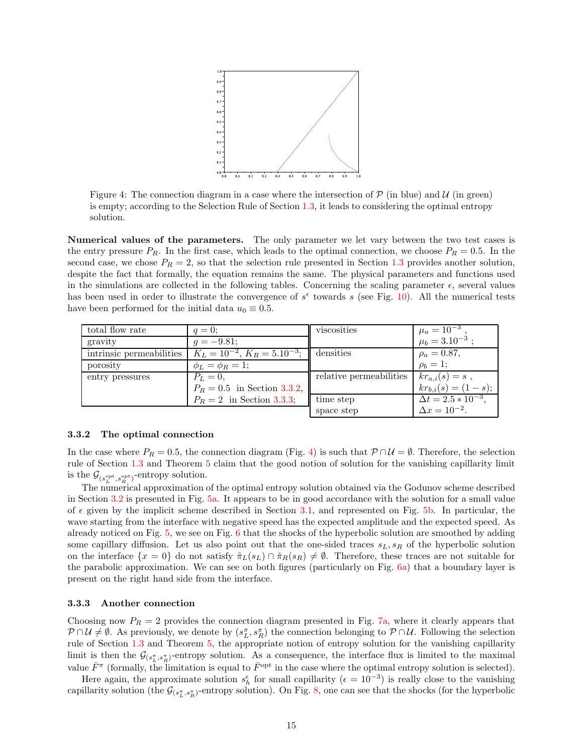Figure 4: The connection diagram in a case where the intersection of $\mathcal{P}$ (in blue) and $\mathcal{U}$ (in green) is empty; according to the Selection Rule of Section 1.3, it leads to considering the optimal entropy solution.

**Numerical values of the parameters.** The only parameter we let vary between the two test cases is the entry pressure $P_R$. In the first case, which leads to the optimal connection, we choose $P_R = 0.5$. In the second case, we chose $P_R = 2$, so that the selection rule presented in Section 1.3 provides another solution, despite the fact that formally, the equation remains the same. The physical parameters and functions used in the simulations are collected in the following tables. Concerning the scaling parameter $\epsilon$, several values has been used in order to illustrate the convergence of $s^\epsilon$ towards $s$ (see Fig. 10). All the numerical tests have been performed for the initial data $u_0 \equiv 0.5$.

| | |
|---|---|
| total flow rate | $q = 0$; |
| gravity | $g = -9.81$; |
| intrinsic permeabilities | $K_L = 10^{-2}$, $K_R = 5.10^{-3}$; |
| porosity | $\phi_L = \phi_R = 1$; |
| entry pressures | $P_L = 0$, $P_R = 0.5$ in Section 3.3.2, $P_R = 2$ in Section 3.3.3; |

| | |
|---|---|
| viscosities | $\mu_a = 10^{-3}$ , $\mu_b = 3.10^{-3}$ ; |
| densities | $\rho_a = 0.87$, $\rho_b = 1$; |
| relative permeabilities | $kr_{a,i}(s) = s$ , $kr_{b,i}(s) = (1-s)$; |
| time step / space step | $\Delta t = 2.5 * 10^{-3}$, $\Delta x = 10^{-2}$. |

### 3.3.2 The optimal connection

In the case where $P_R = 0.5$, the connection diagram (Fig. 4) is such that $\mathcal{P} \cap \mathcal{U} = \emptyset$. Therefore, the selection rule of Section 1.3 and Theorem 5 claim that the good notion of solution for the vanishing capillarity limit is the $\mathcal{G}_{(s_L^{\text{opt}}, s_R^{\text{opt}})}$-entropy solution.

The numerical approximation of the optimal entropy solution obtained via the Godunov scheme described in Section 3.2 is presented in Fig. 5a. It appears to be in good accordance with the solution for a small value of $\epsilon$ given by the implicit scheme described in Section 3.1, and represented on Fig. 5b. In particular, the wave starting from the interface with negative speed has the expected amplitude and the expected speed. As already noticed on Fig. 5, we see on Fig. 6 that the shocks of the hyperbolic solution are smoothed by adding some capillary diffusion. Let us also point out that the one-sided traces $s_L, s_R$ of the hyperbolic solution on the interface $\{x = 0\}$ do not satisfy $\tilde\pi_L(s_L) \cap \tilde\pi_R(s_R) \neq \emptyset$. Therefore, these traces are not suitable for the parabolic approximation. We can see on both figures (particularly on Fig. 6a) that a boundary layer is present on the right hand side from the interface.

### 3.3.3 Another connection

Choosing now $P_R = 2$ provides the connection diagram presented in Fig. 7a, where it clearly appears that $\mathcal{P} \cap \mathcal{U} \neq \emptyset$. As previously, we denote by $(s_L^\pi, s_R^\pi)$ the connection belonging to $\mathcal{P} \cap \mathcal{U}$. Following the selection rule of Section 1.3 and Theorem 5, the appropriate notion of entropy solution for the vanishing capillarity limit is then the $\mathcal{G}_{(s_L^\pi, s_R^\pi)}$-entropy solution. As a consequence, the interface flux is limited to the maximal value $\bar F^\pi$ (formally, the limitation is equal to $\bar F^{\text{opt}}$ in the case where the optimal entropy solution is selected).

Here again, the approximate solution $s_h^\epsilon$ for small capillarity ($\epsilon = 10^{-3}$) is really close to the vanishing capillarity solution (the $\mathcal{G}_{(s_L^\pi, s_R^\pi)}$-entropy solution). On Fig. 8, one can see that the shocks (for the hyperbolic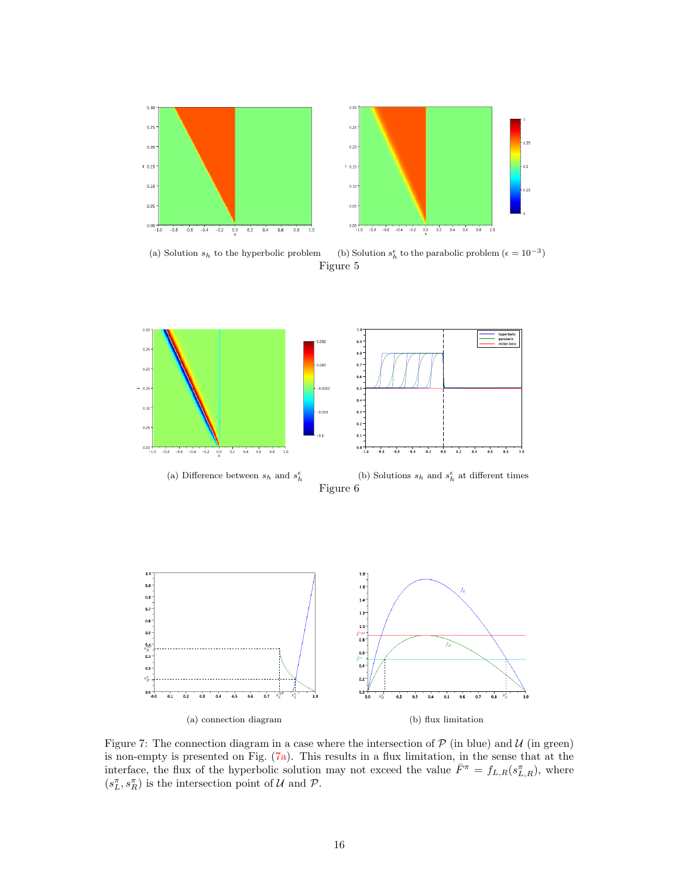(a) Solution $s_h$ to the hyperbolic problem

(b) Solution $s_h^\epsilon$ to the parabolic problem ($\epsilon = 10^{-3}$)

Figure 5

(a) Difference between $s_h$ and $s_h^\epsilon$

(b) Solutions $s_h$ and $s_h^\epsilon$ at different times

Figure 6

(a) connection diagram

(b) flux limitation

Figure 7: The connection diagram in a case where the intersection of $\mathcal{P}$ (in blue) and $\mathcal{U}$ (in green) is non-empty is presented on Fig. (7a). This results in a flux limitation, in the sense that at the interface, the flux of the hyperbolic solution may not exceed the value $\bar{F}^\pi = f_{L,R}(s^\pi_{L,R})$, where $(s^\pi_L, s^\pi_R)$ is the intersection point of $\mathcal{U}$ and $\mathcal{P}$.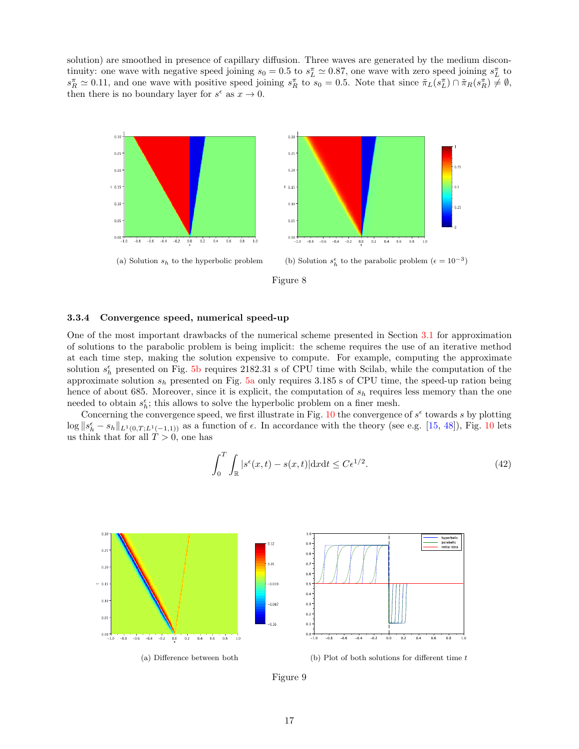solution) are smoothed in presence of capillary diffusion. Three waves are generated by the medium discontinuity: one wave with negative speed joining $s_0 = 0.5$ to $s_L^\pi \simeq 0.87$, one wave with zero speed joining $s_L^\pi$ to $s_R^\pi \simeq 0.11$, and one wave with positive speed joining $s_R^\pi$ to $s_0 = 0.5$. Note that since $\tilde{\pi}_L(s_L^\pi) \cap \tilde{\pi}_R(s_R^\pi) \neq \emptyset$, then there is no boundary layer for $s^\epsilon$ as $x \to 0$.

(a) Solution $s_h$ to the hyperbolic problem

(b) Solution $s_h^\epsilon$ to the parabolic problem ($\epsilon = 10^{-3}$)

Figure 8

### 3.3.4 Convergence speed, numerical speed-up

One of the most important drawbacks of the numerical scheme presented in Section 3.1 for approximation of solutions to the parabolic problem is being implicit: the scheme requires the use of an iterative method at each time step, making the solution expensive to compute. For example, computing the approximate solution $s_h^\epsilon$ presented on Fig. 5b requires 2182.31 s of CPU time with Scilab, while the computation of the approximate solution $s_h$ presented on Fig. 5a only requires 3.185 s of CPU time, the speed-up ration being hence of about 685. Moreover, since it is explicit, the computation of $s_h$ requires less memory than the one needed to obtain $s_h^\epsilon$; this allows to solve the hyperbolic problem on a finer mesh.

Concerning the convergence speed, we first illustrate in Fig. 10 the convergence of $s^\epsilon$ towards $s$ by plotting $\log \|s_h^\epsilon - s_h\|_{L^1(0,T;L^1(-1,1))}$ as a function of $\epsilon$. In accordance with the theory (see e.g. [15, 48]), Fig. 10 lets us think that for all $T > 0$, one has

$$\int_0^T \int_{\mathbb{R}} |s^\epsilon(x,t) - s(x,t)| \mathrm{d}x\mathrm{d}t \leq C\epsilon^{1/2}. \tag{42}$$

(a) Difference between both

(b) Plot of both solutions for different time $t$

Figure 9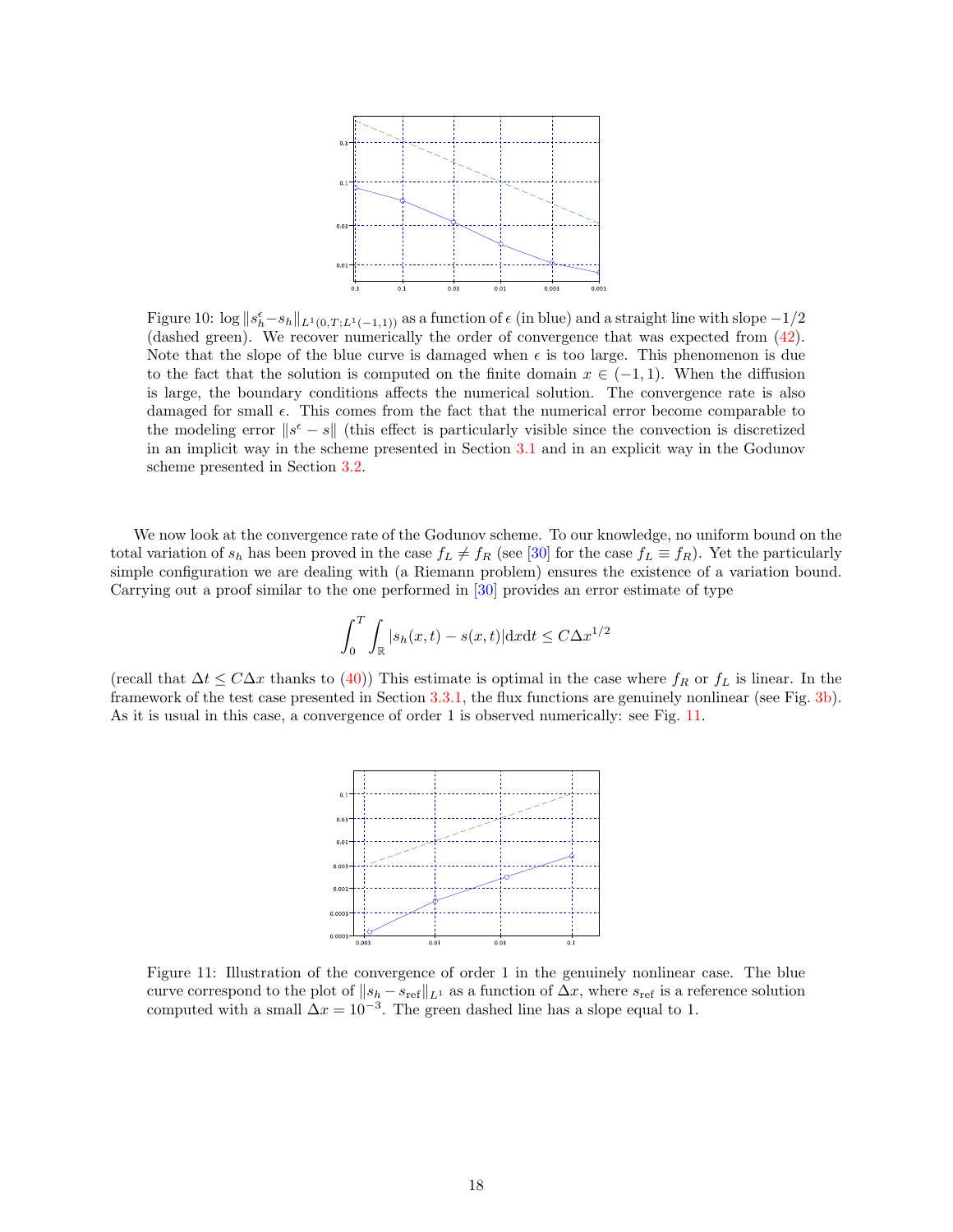Figure 10: $\log \|s_h^\epsilon - s_h\|_{L^1(0,T;L^1(-1,1))}$ as a function of $\epsilon$ (in blue) and a straight line with slope $-1/2$ (dashed green). We recover numerically the order of convergence that was expected from (42). Note that the slope of the blue curve is damaged when $\epsilon$ is too large. This phenomenon is due to the fact that the solution is computed on the finite domain $x \in (-1, 1)$. When the diffusion is large, the boundary conditions affects the numerical solution. The convergence rate is also damaged for small $\epsilon$. This comes from the fact that the numerical error become comparable to the modeling error $\|s^\epsilon - s\|$ (this effect is particularly visible since the convection is discretized in an implicit way in the scheme presented in Section 3.1 and in an explicit way in the Godunov scheme presented in Section 3.2.

We now look at the convergence rate of the Godunov scheme. To our knowledge, no uniform bound on the total variation of $s_h$ has been proved in the case $f_L \neq f_R$ (see [30] for the case $f_L \equiv f_R$). Yet the particularly simple configuration we are dealing with (a Riemann problem) ensures the existence of a variation bound. Carrying out a proof similar to the one performed in [30] provides an error estimate of type

$$\int_0^T \int_{\mathbb{R}} |s_h(x,t) - s(x,t)| \mathrm{d}x\mathrm{d}t \leq C\Delta x^{1/2}$$

(recall that $\Delta t \leq C\Delta x$ thanks to (40)) This estimate is optimal in the case where $f_R$ or $f_L$ is linear. In the framework of the test case presented in Section 3.3.1, the flux functions are genuinely nonlinear (see Fig. 3b). As it is usual in this case, a convergence of order 1 is observed numerically: see Fig. 11.

Figure 11: Illustration of the convergence of order 1 in the genuinely nonlinear case. The blue curve correspond to the plot of $\|s_h - s_{\mathrm{ref}}\|_{L^1}$ as a function of $\Delta x$, where $s_{\mathrm{ref}}$ is a reference solution computed with a small $\Delta x = 10^{-3}$. The green dashed line has a slope equal to 1.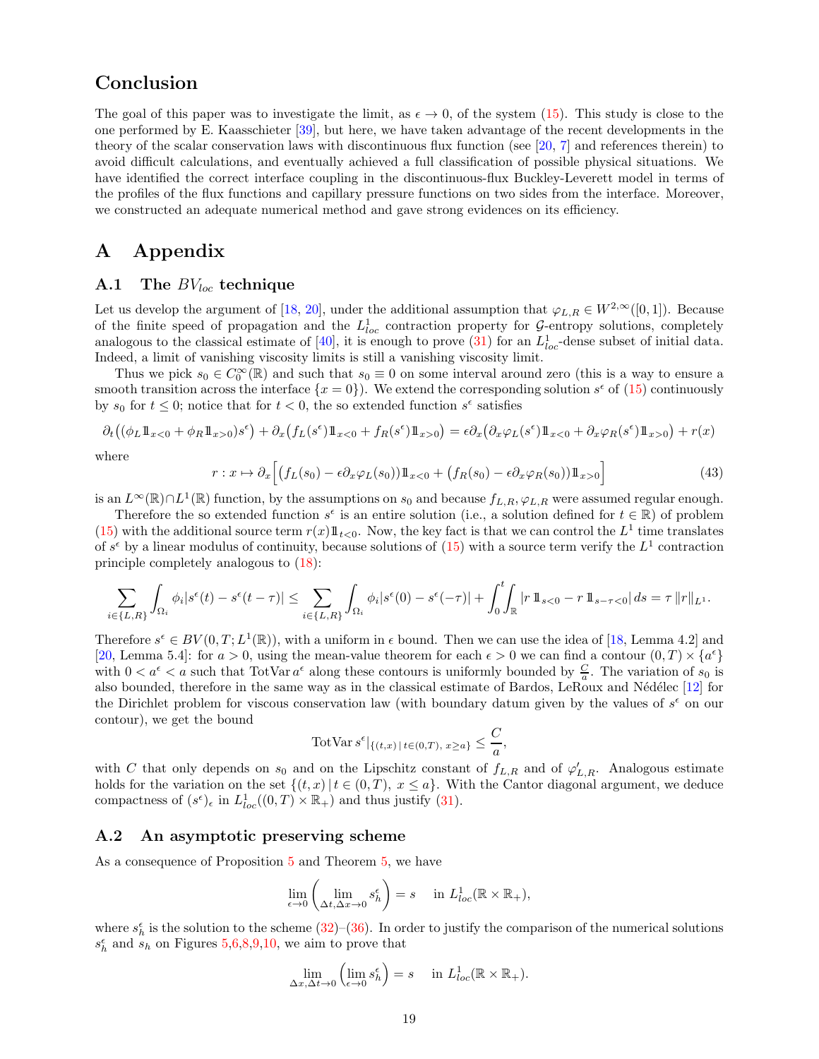## Conclusion

The goal of this paper was to investigate the limit, as $\epsilon \to 0$, of the system (15). This study is close to the one performed by E. Kaasschieter [39], but here, we have taken advantage of the recent developments in the theory of the scalar conservation laws with discontinuous flux function (see [20, 7] and references therein) to avoid difficult calculations, and eventually achieved a full classification of possible physical situations. We have identified the correct interface coupling in the discontinuous-flux Buckley-Leverett model in terms of the profiles of the flux functions and capillary pressure functions on two sides from the interface. Moreover, we constructed an adequate numerical method and gave strong evidences on its efficiency.

# A Appendix

## A.1 The $BV_{loc}$ technique

Let us develop the argument of [18, 20], under the additional assumption that $\varphi_{L,R} \in W^{2,\infty}([0,1])$. Because of the finite speed of propagation and the $L^1_{loc}$ contraction property for $\mathcal{G}$-entropy solutions, completely analogous to the classical estimate of [40], it is enough to prove (31) for an $L^1_{loc}$-dense subset of initial data. Indeed, a limit of vanishing viscosity limits is still a vanishing viscosity limit.

Thus we pick $s_0 \in C_0^\infty(\mathbb{R})$ and such that $s_0 \equiv 0$ on some interval around zero (this is a way to ensure a smooth transition across the interface $\{x = 0\}$). We extend the corresponding solution $s^\epsilon$ of (15) continuously by $s_0$ for $t \le 0$; notice that for $t < 0$, the so extended function $s^\epsilon$ satisfies

$$\partial_t\big((\phi_L 1\!\!1_{x<0} + \phi_R 1\!\!1_{x>0})s^\epsilon\big) + \partial_x\big(f_L(s^\epsilon)1\!\!1_{x<0} + f_R(s^\epsilon)1\!\!1_{x>0}\big) = \epsilon\partial_x\big(\partial_x\varphi_L(s^\epsilon)1\!\!1_{x<0} + \partial_x\varphi_R(s^\epsilon)1\!\!1_{x>0}\big) + r(x)$$

where

$$r : x \mapsto \partial_x\Big[\big(f_L(s_0) - \epsilon\partial_x\varphi_L(s_0)\big)1\!\!1_{x<0} + \big(f_R(s_0) - \epsilon\partial_x\varphi_R(s_0)\big)1\!\!1_{x>0}\Big] \tag{43}$$

is an $L^\infty(\mathbb{R}) \cap L^1(\mathbb{R})$ function, by the assumptions on $s_0$ and because $f_{L,R}, \varphi_{L,R}$ were assumed regular enough.

Therefore the so extended function $s^\epsilon$ is an entire solution (i.e., a solution defined for $t \in \mathbb{R}$) of problem (15) with the additional source term $r(x)1\!\!1_{t<0}$. Now, the key fact is that we can control the $L^1$ time translates of $s^\epsilon$ by a linear modulus of continuity, because solutions of (15) with a source term verify the $L^1$ contraction principle completely analogous to (18):

$$\sum_{i\in\{L,R\}} \int_{\Omega_i} \phi_i |s^\epsilon(t) - s^\epsilon(t-\tau)| \le \sum_{i\in\{L,R\}} \int_{\Omega_i} \phi_i |s^\epsilon(0) - s^\epsilon(-\tau)| + \int_0^t\!\!\int_{\mathbb{R}} |r\, 1\!\!1_{s<0} - r\, 1\!\!1_{s-\tau<0}|\, ds = \tau\, \|r\|_{L^1}.$$

Therefore $s^\epsilon \in BV(0,T; L^1(\mathbb{R}))$, with a uniform in $\epsilon$ bound. Then we can use the idea of [18, Lemma 4.2] and [20, Lemma 5.4]: for $a > 0$, using the mean-value theorem for each $\epsilon > 0$ we can find a contour $(0,T) \times \{a^\epsilon\}$ with $0 < a^\epsilon < a$ such that $\mathrm{TotVar}\, a^\epsilon$ along these contours is uniformly bounded by $\frac{C}{a}$. The variation of $s_0$ is also bounded, therefore in the same way as in the classical estimate of Bardos, LeRoux and Nédélec [12] for the Dirichlet problem for viscous conservation law (with boundary datum given by the values of $s^\epsilon$ on our contour), we get the bound

$$\mathrm{TotVar}\, s^\epsilon|_{\{(t,x)\,|\, t\in(0,T),\ x\ge a\}} \le \frac{C}{a},$$

with $C$ that only depends on $s_0$ and on the Lipschitz constant of $f_{L,R}$ and of $\varphi'_{L,R}$. Analogous estimate holds for the variation on the set $\{(t,x)\,|\, t \in (0,T),\ x \le a\}$. With the Cantor diagonal argument, we deduce compactness of $(s^\epsilon)_\epsilon$ in $L^1_{loc}((0,T) \times \mathbb{R}_+)$ and thus justify (31).

## A.2 An asymptotic preserving scheme

As a consequence of Proposition 5 and Theorem 5, we have

$$\lim_{\epsilon\to 0}\left(\lim_{\Delta t, \Delta x \to 0} s_h^\epsilon\right) = s \quad \text{ in } L^1_{loc}(\mathbb{R}\times\mathbb{R}_+),$$

where $s_h^\epsilon$ is the solution to the scheme (32)–(36). In order to justify the comparison of the numerical solutions $s_h^\epsilon$ and $s_h$ on Figures 5,6,8,9,10, we aim to prove that

$$\lim_{\Delta x, \Delta t \to 0}\left(\lim_{\epsilon\to 0} s_h^\epsilon\right) = s \quad \text{ in } L^1_{loc}(\mathbb{R}\times\mathbb{R}_+).$$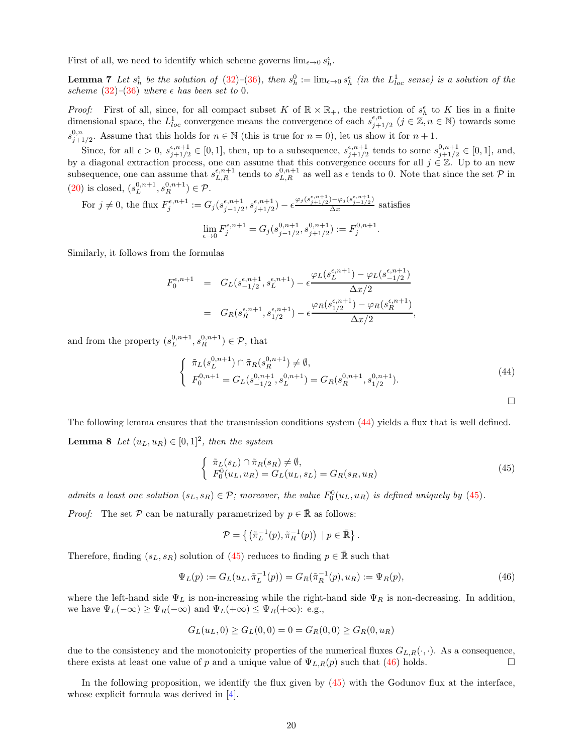First of all, we need to identify which scheme governs $\lim_{\epsilon\to 0} s_h^\epsilon$.

**Lemma 7** *Let $s_h^\epsilon$ be the solution of (32)–(36), then $s_h^0 := \lim_{\epsilon\to 0} s_h^\epsilon$ (in the $L^1_{loc}$ sense) is a solution of the scheme (32)–(36) where $\epsilon$ has been set to 0.*

*Proof:* First of all, since, for all compact subset $K$ of $\mathbb{R}\times\mathbb{R}_+$, the restriction of $s_h^\epsilon$ to $K$ lies in a finite dimensional space, the $L^1_{loc}$ convergence means the convergence of each $s_{j+1/2}^{\epsilon,n}$ ($j\in\mathbb{Z}, n\in\mathbb{N}$) towards some $s_{j+1/2}^{0,n}$. Assume that this holds for $n\in\mathbb{N}$ (this is true for $n=0$), let us show it for $n+1$.

Since, for all $\epsilon>0$, $s_{j+1/2}^{\epsilon,n+1}\in[0,1]$, then, up to a subsequence, $s_{j+1/2}^{\epsilon,n+1}$ tends to some $s_{j+1/2}^{0,n+1}\in[0,1]$, and, by a diagonal extraction process, one can assume that this convergence occurs for all $j\in\mathbb{Z}$. Up to an new subsequence, one can assume that $s_{L,R}^{\epsilon,n+1}$ tends to $s_{L,R}^{0,n+1}$ as well as $\epsilon$ tends to 0. Note that since the set $\mathcal{P}$ in (20) is closed, $(s_L^{0,n+1}, s_R^{0,n+1})\in\mathcal{P}$.

For $j\neq 0$, the flux $F_j^{\epsilon,n+1} := G_j(s_{j-1/2}^{\epsilon,n+1}, s_{j+1/2}^{\epsilon,n+1}) - \epsilon\frac{\varphi_j(s_{j+1/2}^{\epsilon,n+1})-\varphi_j(s_{j-1/2}^{\epsilon,n+1})}{\Delta x}$ satisfies

$$\lim_{\epsilon\to 0} F_j^{\epsilon,n+1} = G_j(s_{j-1/2}^{0,n+1}, s_{j+1/2}^{0,n+1}) := F_j^{0,n+1}.$$

Similarly, it follows from the formulas

$$\begin{aligned} F_0^{\epsilon,n+1} &= G_L(s_{-1/2}^{\epsilon,n+1}, s_L^{\epsilon,n+1}) - \epsilon\frac{\varphi_L(s_L^{\epsilon,n+1})-\varphi_L(s_{-1/2}^{\epsilon,n+1})}{\Delta x/2} \\ &= G_R(s_R^{\epsilon,n+1}, s_{1/2}^{\epsilon,n+1}) - \epsilon\frac{\varphi_R(s_{1/2}^{\epsilon,n+1})-\varphi_R(s_R^{\epsilon,n+1})}{\Delta x/2}, \end{aligned}$$

and from the property $(s_L^{0,n+1}, s_R^{0,n+1})\in\mathcal{P}$, that

$$\left\{\begin{array}{l} \tilde\pi_L(s_L^{0,n+1})\cap\tilde\pi_R(s_R^{0,n+1})\neq\emptyset, \\ F_0^{0,n+1} = G_L(s_{-1/2}^{0,n+1}, s_L^{0,n+1}) = G_R(s_R^{0,n+1}, s_{1/2}^{0,n+1}). \end{array}\right. \tag{44}$$

□

The following lemma ensures that the transmission conditions system (44) yields a flux that is well defined.

**Lemma 8** *Let $(u_L,u_R)\in[0,1]^2$, then the system*

$$\left\{\begin{array}{l} \tilde\pi_L(s_L)\cap\tilde\pi_R(s_R)\neq\emptyset, \\ F_0^0(u_L,u_R) = G_L(u_L,s_L) = G_R(s_R,u_R) \end{array}\right. \tag{45}$$

*admits a least one solution $(s_L,s_R)\in\mathcal{P}$; moreover, the value $F_0^0(u_L,u_R)$ is defined uniquely by (45).*

*Proof:* The set $\mathcal{P}$ can be naturally parametrized by $p\in\bar{\mathbb{R}}$ as follows:

$$\mathcal{P} = \left\{\left(\tilde\pi_L^{-1}(p), \tilde\pi_R^{-1}(p)\right)\ |\ p\in\bar{\mathbb{R}}\right\}.$$

Therefore, finding $(s_L,s_R)$ solution of (45) reduces to finding $p\in\bar{\mathbb{R}}$ such that

$$\Psi_L(p) := G_L(u_L, \tilde\pi_L^{-1}(p)) = G_R(\tilde\pi_R^{-1}(p), u_R) := \Psi_R(p), \tag{46}$$

where the left-hand side $\Psi_L$ is non-increasing while the right-hand side $\Psi_R$ is non-decreasing. In addition, we have $\Psi_L(-\infty)\geq\Psi_R(-\infty)$ and $\Psi_L(+\infty)\leq\Psi_R(+\infty)$: e.g.,

$$G_L(u_L,0)\geq G_L(0,0) = 0 = G_R(0,0)\geq G_R(0,u_R)$$

due to the consistency and the monotonicity properties of the numerical fluxes $G_{L,R}(\cdot,\cdot)$. As a consequence, there exists at least one value of $p$ and a unique value of $\Psi_{L,R}(p)$ such that (46) holds. □

In the following proposition, we identify the flux given by (45) with the Godunov flux at the interface, whose explicit formula was derived in [4].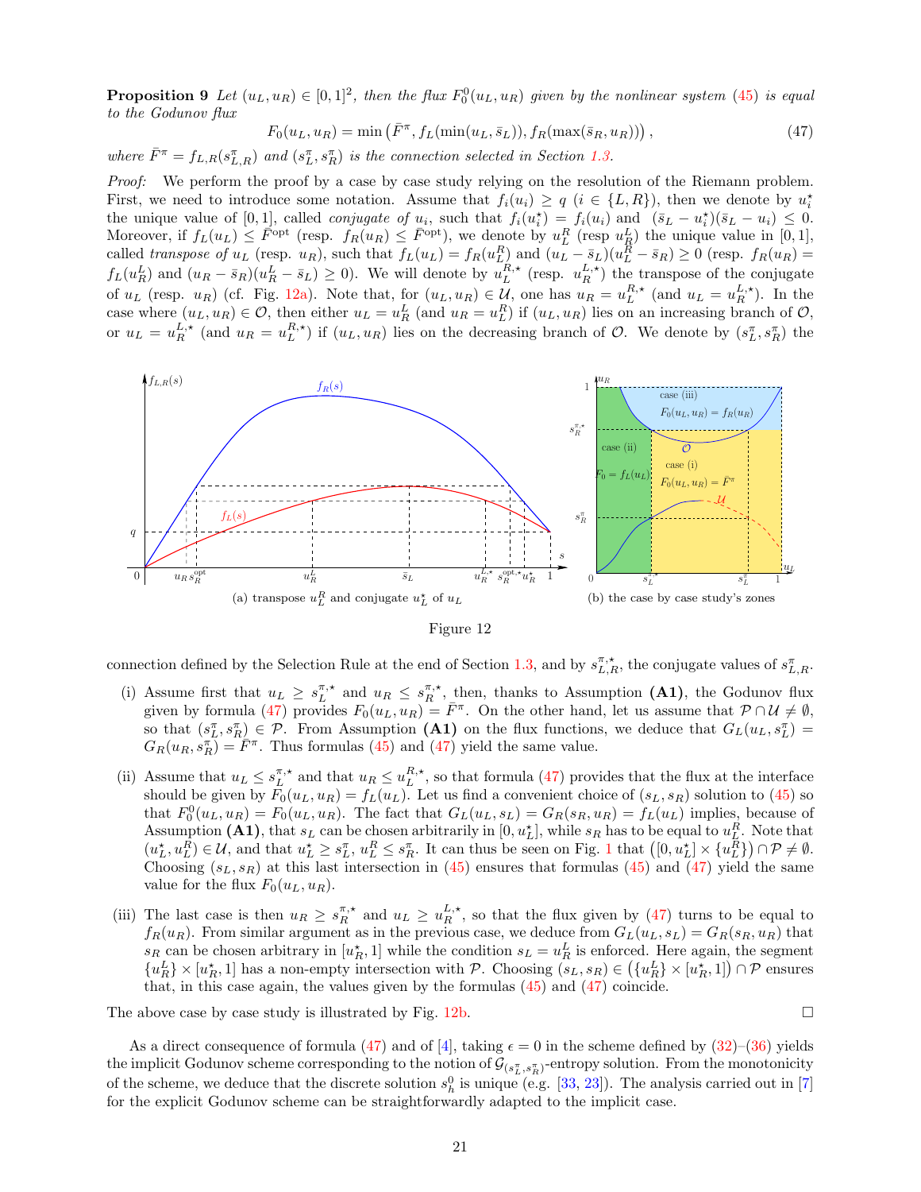**Proposition 9** *Let $(u_L, u_R) \in [0,1]^2$, then the flux $F_0^0(u_L, u_R)$ given by the nonlinear system (45) is equal to the Godunov flux*

$$F_0(u_L, u_R) = \min\left(\bar{F}^\pi, f_L(\min(u_L, \bar{s}_L)), f_R(\max(\bar{s}_R, u_R))\right), \tag{47}$$

*where $\bar{F}^\pi = f_{L,R}(s^\pi_{L,R})$ and $(s^\pi_L, s^\pi_R)$ is the connection selected in Section 1.3.*

*Proof:* We perform the proof by a case by case study relying on the resolution of the Riemann problem. First, we need to introduce some notation. Assume that $f_i(u_i) \geq q$ ($i \in \{L, R\}$), then we denote by $u_i^\star$ the unique value of $[0,1]$, called *conjugate of* $u_i$, such that $f_i(u_i^\star) = f_i(u_i)$ and $(\bar{s}_L - u_i^\star)(\bar{s}_L - u_i) \leq 0$. Moreover, if $f_L(u_L) \leq \bar{F}^{\rm opt}$ (resp. $f_R(u_R) \leq \bar{F}^{\rm opt}$), we denote by $u_L^R$ (resp $u_R^L$) the unique value in $[0,1]$, called *transpose of* $u_L$ (resp. $u_R$), such that $f_L(u_L) = f_R(u_L^R)$ and $(u_L - \bar{s}_L)(u_L^R - \bar{s}_R) \geq 0$ (resp. $f_R(u_R) = f_L(u_R^L)$ and $(u_R - \bar{s}_R)(u_R^L - \bar{s}_L) \geq 0$). We will denote by $u_L^{R,\star}$ (resp. $u_R^{L,\star}$) the transpose of the conjugate of $u_L$ (resp. $u_R$) (cf. Fig. 12a). Note that, for $(u_L, u_R) \in \mathcal{U}$, one has $u_R = u_L^{R,\star}$ (and $u_L = u_R^{L,\star}$). In the case where $(u_L, u_R) \in \mathcal{O}$, then either $u_L = u_R^L$ (and $u_R = u_L^R$) if $(u_L, u_R)$ lies on an increasing branch of $\mathcal{O}$, or $u_L = u_R^{L,\star}$ (and $u_R = u_L^{R,\star}$) if $(u_L, u_R)$ lies on the decreasing branch of $\mathcal{O}$. We denote by $(s^\pi_L, s^\pi_R)$ the

(a) transpose $u_L^R$ and conjugate $u_L^\star$ of $u_L$

(b) the case by case study's zones

Figure 12

connection defined by the Selection Rule at the end of Section 1.3, and by $s^{\pi,\star}_{L,R}$, the conjugate values of $s^\pi_{L,R}$.

(i) Assume first that $u_L \geq s_L^{\pi,\star}$ and $u_R \leq s_R^{\pi,\star}$, then, thanks to Assumption **(A1)**, the Godunov flux given by formula (47) provides $F_0(u_L, u_R) = \bar{F}^\pi$. On the other hand, let us assume that $\mathcal{P} \cap \mathcal{U} \neq \emptyset$, so that $(s^\pi_L, s^\pi_R) \in \mathcal{P}$. From Assumption **(A1)** on the flux functions, we deduce that $G_L(u_L, s^\pi_L) = G_R(u_R, s^\pi_R) = \bar{F}^\pi$. Thus formulas (45) and (47) yield the same value.

(ii) Assume that $u_L \leq s_L^{\pi,\star}$ and that $u_R \leq u_L^{R,\star}$, so that formula (47) provides that the flux at the interface should be given by $F_0(u_L, u_R) = f_L(u_L)$. Let us find a convenient choice of $(s_L, s_R)$ solution to (45) so that $F_0^0(u_L, u_R) = F_0(u_L, u_R)$. The fact that $G_L(u_L, s_L) = G_R(s_R, u_R) = f_L(u_L)$ implies, because of Assumption **(A1)**, that $s_L$ can be chosen arbitrarily in $[0, u_L^\star]$, while $s_R$ has to be equal to $u_L^R$. Note that $(u_L^\star, u_L^R) \in \mathcal{U}$, and that $u_L^\star \geq s^\pi_L$, $u_L^R \leq s^\pi_R$. It can thus be seen on Fig. 1 that $\left([0, u_L^\star] \times \{u_L^R\}\right) \cap \mathcal{P} \neq \emptyset$. Choosing $(s_L, s_R)$ at this last intersection in (45) ensures that formulas (45) and (47) yield the same value for the flux $F_0(u_L, u_R)$.

(iii) The last case is then $u_R \geq s_R^{\pi,\star}$ and $u_L \geq u_R^{L,\star}$, so that the flux given by (47) turns to be equal to $f_R(u_R)$. From similar argument as in the previous case, we deduce from $G_L(u_L, s_L) = G_R(s_R, u_R)$ that $s_R$ can be chosen arbitrary in $[u_R^\star, 1]$ while the condition $s_L = u_R^L$ is enforced. Here again, the segment $\{u_R^L\} \times [u_R^\star, 1]$ has a non-empty intersection with $\mathcal{P}$. Choosing $(s_L, s_R) \in \left(\{u_R^L\} \times [u_R^\star, 1]\right) \cap \mathcal{P}$ ensures that, in this case again, the values given by the formulas (45) and (47) coincide.

The above case by case study is illustrated by Fig. 12b. $\square$

As a direct consequence of formula (47) and of [4], taking $\epsilon = 0$ in the scheme defined by (32)–(36) yields the implicit Godunov scheme corresponding to the notion of $\mathcal{G}_{(s^\pi_L, s^\pi_R)}$-entropy solution. From the monotonicity of the scheme, we deduce that the discrete solution $s_h^0$ is unique (e.g. [33, 23]). The analysis carried out in [7] for the explicit Godunov scheme can be straightforwardly adapted to the implicit case.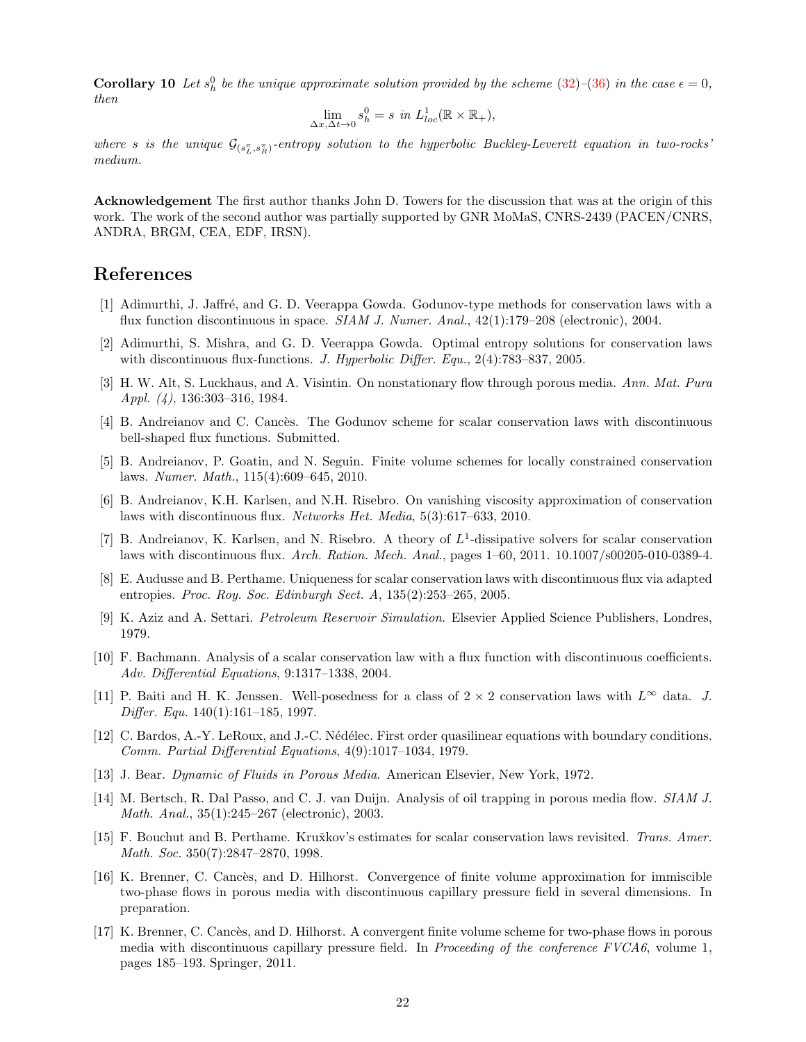**Corollary 10** *Let $s_h^0$ be the unique approximate solution provided by the scheme (32)–(36) in the case $\epsilon = 0$, then*

$$\lim_{\Delta x, \Delta t \to 0} s_h^0 = s \text{ in } L^1_{loc}(\mathbb{R} \times \mathbb{R}_+),$$

*where $s$ is the unique $\mathcal{G}_{(s_L^\pi, s_R^\pi)}$-entropy solution to the hyperbolic Buckley-Leverett equation in two-rocks' medium.*

**Acknowledgement** The first author thanks John D. Towers for the discussion that was at the origin of this work. The work of the second author was partially supported by GNR MoMaS, CNRS-2439 (PACEN/CNRS, ANDRA, BRGM, CEA, EDF, IRSN).

# References

[1] Adimurthi, J. Jaffré, and G. D. Veerappa Gowda. Godunov-type methods for conservation laws with a flux function discontinuous in space. *SIAM J. Numer. Anal.*, 42(1):179–208 (electronic), 2004.

[2] Adimurthi, S. Mishra, and G. D. Veerappa Gowda. Optimal entropy solutions for conservation laws with discontinuous flux-functions. *J. Hyperbolic Differ. Equ.*, 2(4):783–837, 2005.

[3] H. W. Alt, S. Luckhaus, and A. Visintin. On nonstationary flow through porous media. *Ann. Mat. Pura Appl. (4)*, 136:303–316, 1984.

[4] B. Andreianov and C. Cancès. The Godunov scheme for scalar conservation laws with discontinuous bell-shaped flux functions. Submitted.

[5] B. Andreianov, P. Goatin, and N. Seguin. Finite volume schemes for locally constrained conservation laws. *Numer. Math.*, 115(4):609–645, 2010.

[6] B. Andreianov, K.H. Karlsen, and N.H. Risebro. On vanishing viscosity approximation of conservation laws with discontinuous flux. *Networks Het. Media*, 5(3):617–633, 2010.

[7] B. Andreianov, K. Karlsen, and N. Risebro. A theory of $L^1$-dissipative solvers for scalar conservation laws with discontinuous flux. *Arch. Ration. Mech. Anal.*, pages 1–60, 2011. 10.1007/s00205-010-0389-4.

[8] E. Audusse and B. Perthame. Uniqueness for scalar conservation laws with discontinuous flux via adapted entropies. *Proc. Roy. Soc. Edinburgh Sect. A*, 135(2):253–265, 2005.

[9] K. Aziz and A. Settari. *Petroleum Reservoir Simulation*. Elsevier Applied Science Publishers, Londres, 1979.

[10] F. Bachmann. Analysis of a scalar conservation law with a flux function with discontinuous coefficients. *Adv. Differential Equations*, 9:1317–1338, 2004.

[11] P. Baiti and H. K. Jenssen. Well-posedness for a class of $2 \times 2$ conservation laws with $L^\infty$ data. *J. Differ. Equ.* 140(1):161–185, 1997.

[12] C. Bardos, A.-Y. LeRoux, and J.-C. Nédélec. First order quasilinear equations with boundary conditions. *Comm. Partial Differential Equations*, 4(9):1017–1034, 1979.

[13] J. Bear. *Dynamic of Fluids in Porous Media*. American Elsevier, New York, 1972.

[14] M. Bertsch, R. Dal Passo, and C. J. van Duijn. Analysis of oil trapping in porous media flow. *SIAM J. Math. Anal.*, 35(1):245–267 (electronic), 2003.

[15] F. Bouchut and B. Perthame. Kružkov's estimates for scalar conservation laws revisited. *Trans. Amer. Math. Soc.* 350(7):2847–2870, 1998.

[16] K. Brenner, C. Cancès, and D. Hilhorst. Convergence of finite volume approximation for immiscible two-phase flows in porous media with discontinuous capillary pressure field in several dimensions. In preparation.

[17] K. Brenner, C. Cancès, and D. Hilhorst. A convergent finite volume scheme for two-phase flows in porous media with discontinuous capillary pressure field. In *Proceeding of the conference FVCA6*, volume 1, pages 185–193. Springer, 2011.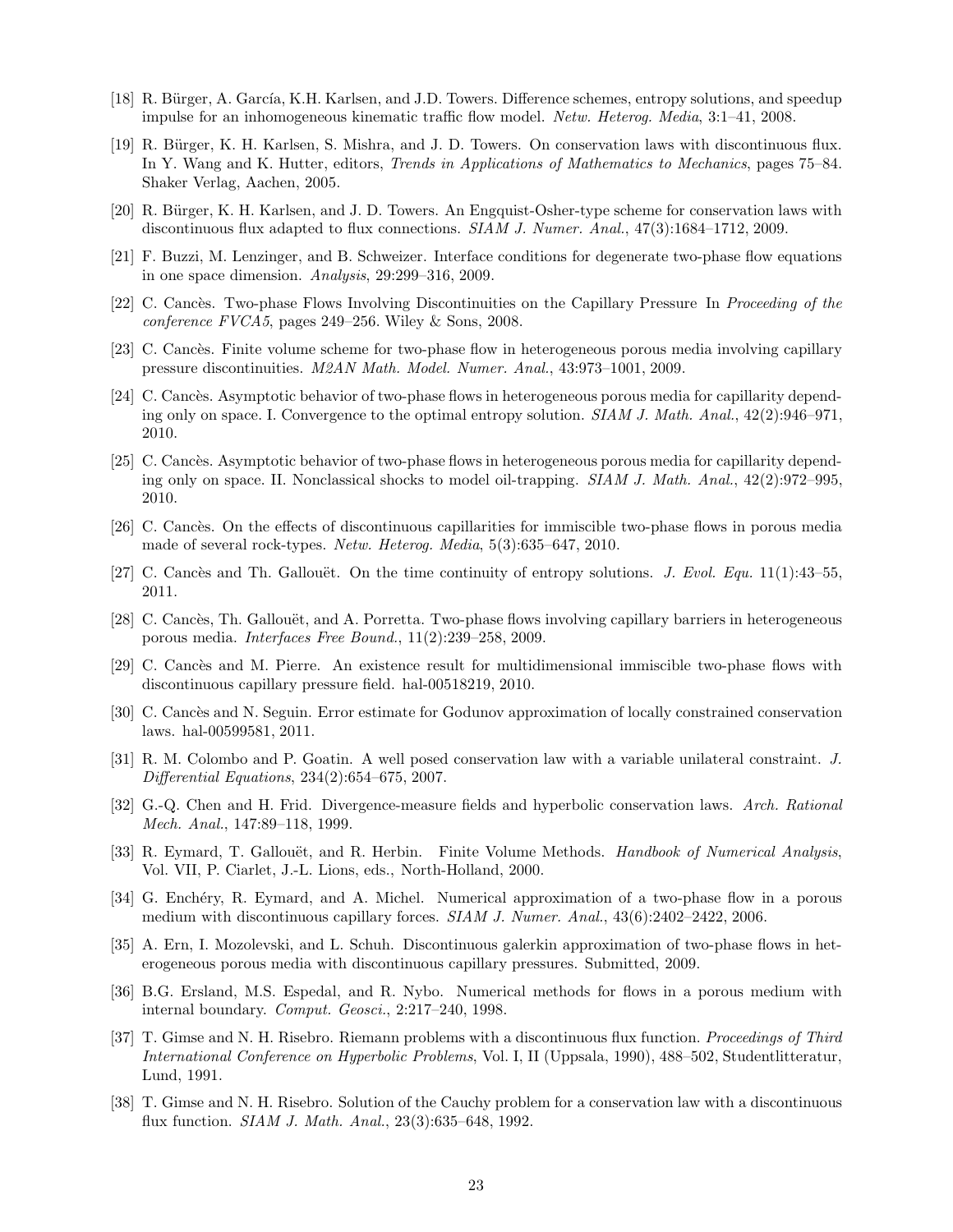[18] R. Bürger, A. García, K.H. Karlsen, and J.D. Towers. Difference schemes, entropy solutions, and speedup impulse for an inhomogeneous kinematic traffic flow model. *Netw. Heterog. Media*, 3:1–41, 2008.

[19] R. Bürger, K. H. Karlsen, S. Mishra, and J. D. Towers. On conservation laws with discontinuous flux. In Y. Wang and K. Hutter, editors, *Trends in Applications of Mathematics to Mechanics*, pages 75–84. Shaker Verlag, Aachen, 2005.

[20] R. Bürger, K. H. Karlsen, and J. D. Towers. An Engquist-Osher-type scheme for conservation laws with discontinuous flux adapted to flux connections. *SIAM J. Numer. Anal.*, 47(3):1684–1712, 2009.

[21] F. Buzzi, M. Lenzinger, and B. Schweizer. Interface conditions for degenerate two-phase flow equations in one space dimension. *Analysis*, 29:299–316, 2009.

[22] C. Cancès. Two-phase Flows Involving Discontinuities on the Capillary Pressure In *Proceeding of the conference FVCA5*, pages 249–256. Wiley & Sons, 2008.

[23] C. Cancès. Finite volume scheme for two-phase flow in heterogeneous porous media involving capillary pressure discontinuities. *M2AN Math. Model. Numer. Anal.*, 43:973–1001, 2009.

[24] C. Cancès. Asymptotic behavior of two-phase flows in heterogeneous porous media for capillarity depending only on space. I. Convergence to the optimal entropy solution. *SIAM J. Math. Anal.*, 42(2):946–971, 2010.

[25] C. Cancès. Asymptotic behavior of two-phase flows in heterogeneous porous media for capillarity depending only on space. II. Nonclassical shocks to model oil-trapping. *SIAM J. Math. Anal.*, 42(2):972–995, 2010.

[26] C. Cancès. On the effects of discontinuous capillarities for immiscible two-phase flows in porous media made of several rock-types. *Netw. Heterog. Media*, 5(3):635–647, 2010.

[27] C. Cancès and Th. Gallouët. On the time continuity of entropy solutions. *J. Evol. Equ.* 11(1):43–55, 2011.

[28] C. Cancès, Th. Gallouët, and A. Porretta. Two-phase flows involving capillary barriers in heterogeneous porous media. *Interfaces Free Bound.*, 11(2):239–258, 2009.

[29] C. Cancès and M. Pierre. An existence result for multidimensional immiscible two-phase flows with discontinuous capillary pressure field. hal-00518219, 2010.

[30] C. Cancès and N. Seguin. Error estimate for Godunov approximation of locally constrained conservation laws. hal-00599581, 2011.

[31] R. M. Colombo and P. Goatin. A well posed conservation law with a variable unilateral constraint. *J. Differential Equations*, 234(2):654–675, 2007.

[32] G.-Q. Chen and H. Frid. Divergence-measure fields and hyperbolic conservation laws. *Arch. Rational Mech. Anal.*, 147:89–118, 1999.

[33] R. Eymard, T. Gallouët, and R. Herbin. Finite Volume Methods. *Handbook of Numerical Analysis*, Vol. VII, P. Ciarlet, J.-L. Lions, eds., North-Holland, 2000.

[34] G. Enchéry, R. Eymard, and A. Michel. Numerical approximation of a two-phase flow in a porous medium with discontinuous capillary forces. *SIAM J. Numer. Anal.*, 43(6):2402–2422, 2006.

[35] A. Ern, I. Mozolevski, and L. Schuh. Discontinuous galerkin approximation of two-phase flows in heterogeneous porous media with discontinuous capillary pressures. Submitted, 2009.

[36] B.G. Ersland, M.S. Espedal, and R. Nybo. Numerical methods for flows in a porous medium with internal boundary. *Comput. Geosci.*, 2:217–240, 1998.

[37] T. Gimse and N. H. Risebro. Riemann problems with a discontinuous flux function. *Proceedings of Third International Conference on Hyperbolic Problems*, Vol. I, II (Uppsala, 1990), 488–502, Studentlitteratur, Lund, 1991.

[38] T. Gimse and N. H. Risebro. Solution of the Cauchy problem for a conservation law with a discontinuous flux function. *SIAM J. Math. Anal.*, 23(3):635–648, 1992.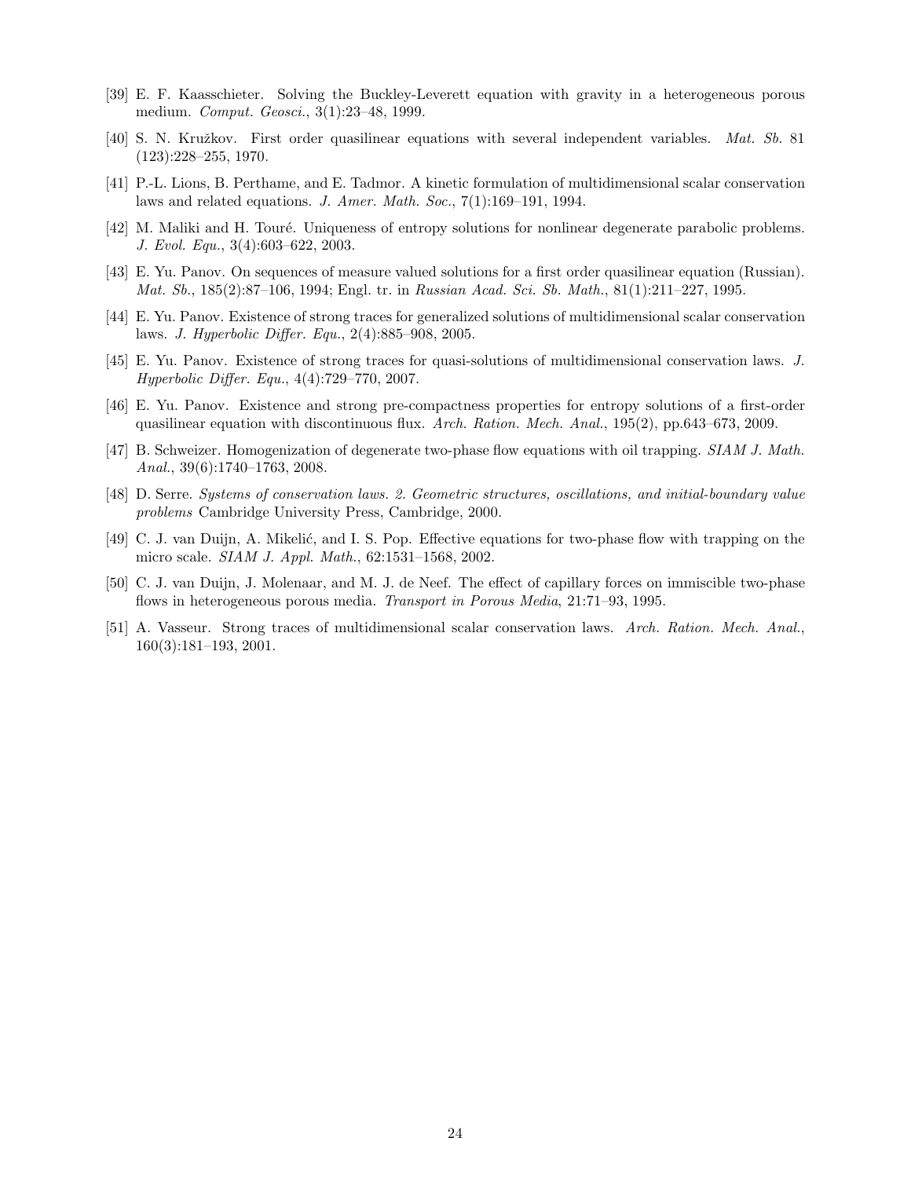[39] E. F. Kaasschieter. Solving the Buckley-Leverett equation with gravity in a heterogeneous porous medium. *Comput. Geosci.*, 3(1):23–48, 1999.

[40] S. N. Kružkov. First order quasilinear equations with several independent variables. *Mat. Sb.* 81 (123):228–255, 1970.

[41] P.-L. Lions, B. Perthame, and E. Tadmor. A kinetic formulation of multidimensional scalar conservation laws and related equations. *J. Amer. Math. Soc.*, 7(1):169–191, 1994.

[42] M. Maliki and H. Touré. Uniqueness of entropy solutions for nonlinear degenerate parabolic problems. *J. Evol. Equ.*, 3(4):603–622, 2003.

[43] E. Yu. Panov. On sequences of measure valued solutions for a first order quasilinear equation (Russian). *Mat. Sb.*, 185(2):87–106, 1994; Engl. tr. in *Russian Acad. Sci. Sb. Math.*, 81(1):211–227, 1995.

[44] E. Yu. Panov. Existence of strong traces for generalized solutions of multidimensional scalar conservation laws. *J. Hyperbolic Differ. Equ.*, 2(4):885–908, 2005.

[45] E. Yu. Panov. Existence of strong traces for quasi-solutions of multidimensional conservation laws. *J. Hyperbolic Differ. Equ.*, 4(4):729–770, 2007.

[46] E. Yu. Panov. Existence and strong pre-compactness properties for entropy solutions of a first-order quasilinear equation with discontinuous flux. *Arch. Ration. Mech. Anal.*, 195(2), pp.643–673, 2009.

[47] B. Schweizer. Homogenization of degenerate two-phase flow equations with oil trapping. *SIAM J. Math. Anal.*, 39(6):1740–1763, 2008.

[48] D. Serre. *Systems of conservation laws. 2. Geometric structures, oscillations, and initial-boundary value problems* Cambridge University Press, Cambridge, 2000.

[49] C. J. van Duijn, A. Mikelić, and I. S. Pop. Effective equations for two-phase flow with trapping on the micro scale. *SIAM J. Appl. Math.*, 62:1531–1568, 2002.

[50] C. J. van Duijn, J. Molenaar, and M. J. de Neef. The effect of capillary forces on immiscible two-phase flows in heterogeneous porous media. *Transport in Porous Media*, 21:71–93, 1995.

[51] A. Vasseur. Strong traces of multidimensional scalar conservation laws. *Arch. Ration. Mech. Anal.*, 160(3):181–193, 2001.